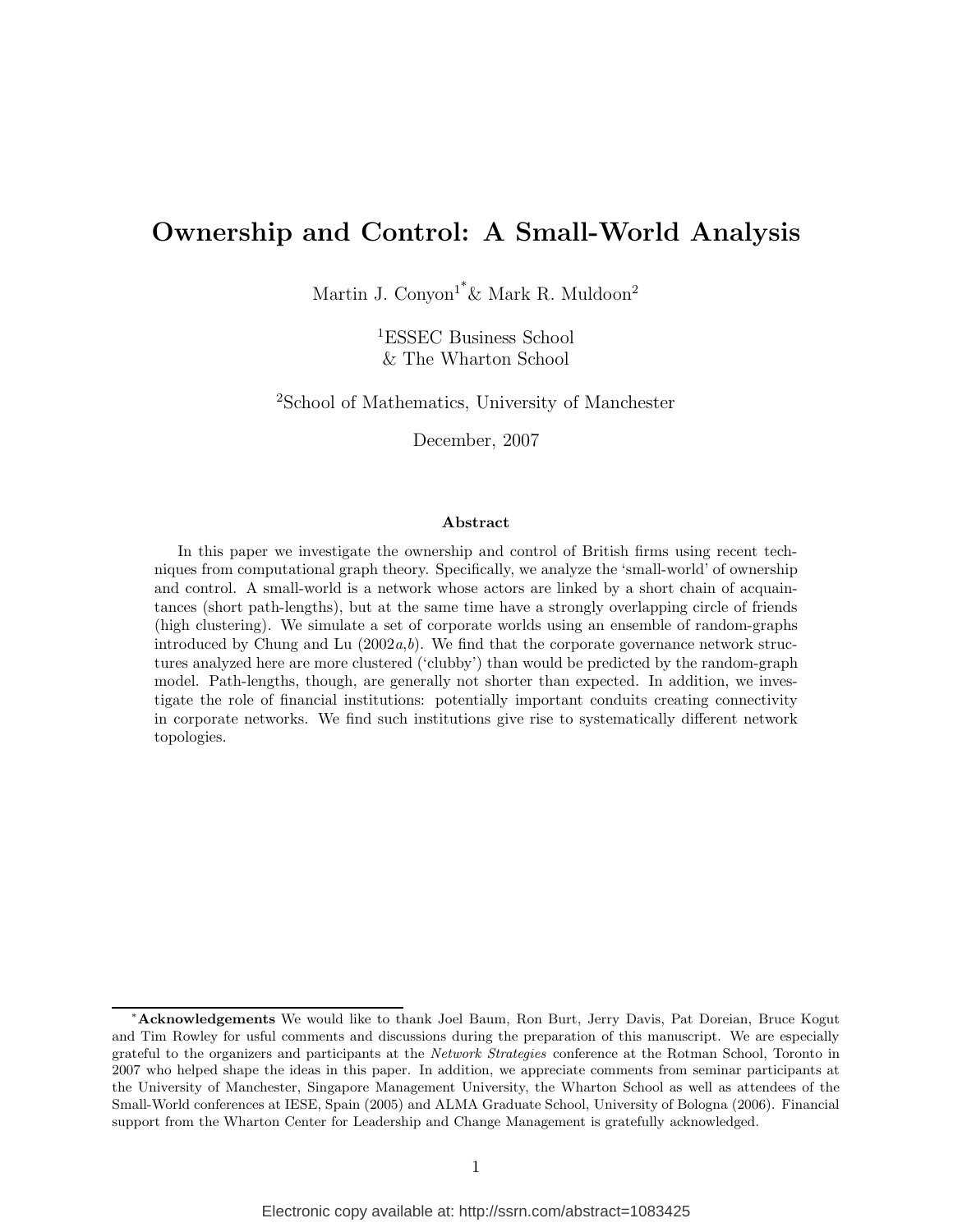# Ownership and Control: A Small-World Analysis

Martin J. Conyon[1*] & Mark R. Muldoon[2]

[1]ESSEC Business School
& The Wharton School

[2]School of Mathematics, University of Manchester

December, 2007

### Abstract

In this paper we investigate the ownership and control of British firms using recent techniques from computational graph theory. Specifically, we analyze the 'small-world' of ownership and control. A small-world is a network whose actors are linked by a short chain of acquaintances (short path-lengths), but at the same time have a strongly overlapping circle of friends (high clustering). We simulate a set of corporate worlds using an ensemble of random-graphs introduced by Chung and Lu (2002*a*,*b*). We find that the corporate governance network structures analyzed here are more clustered ('clubby') than would be predicted by the random-graph model. Path-lengths, though, are generally not shorter than expected. In addition, we investigate the role of financial institutions: potentially important conduits creating connectivity in corporate networks. We find such institutions give rise to systematically different network topologies.

[*] **Acknowledgements** We would like to thank Joel Baum, Ron Burt, Jerry Davis, Pat Doreian, Bruce Kogut and Tim Rowley for usful comments and discussions during the preparation of this manuscript. We are especially grateful to the organizers and participants at the *Network Strategies* conference at the Rotman School, Toronto in 2007 who helped shape the ideas in this paper. In addition, we appreciate comments from seminar participants at the University of Manchester, Singapore Management University, the Wharton School as well as attendees of the Small-World conferences at IESE, Spain (2005) and ALMA Graduate School, University of Bologna (2006). Financial support from the Wharton Center for Leadership and Change Management is gratefully acknowledged.

Electronic copy available at: http://ssrn.com/abstract=1083425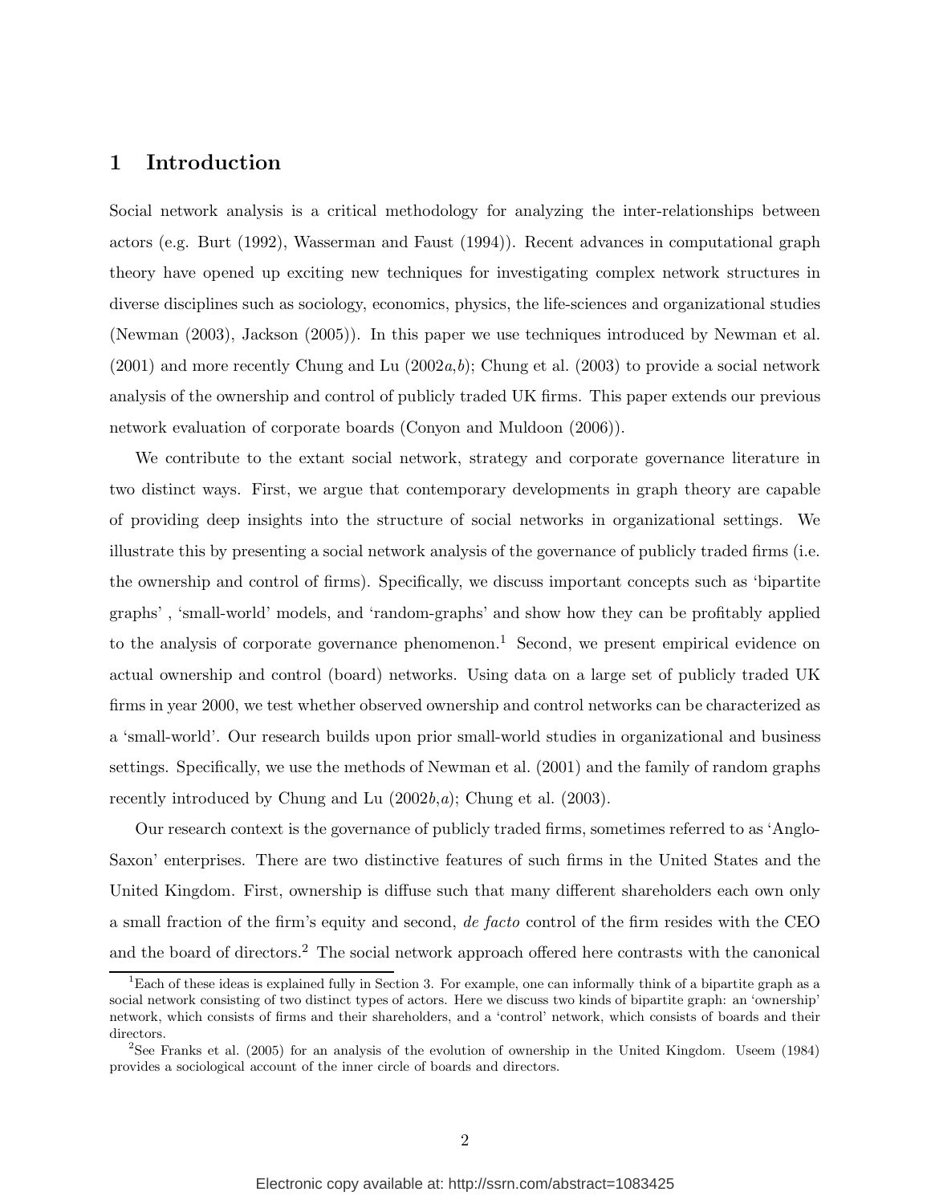# 1 Introduction

Social network analysis is a critical methodology for analyzing the inter-relationships between actors (e.g. Burt (1992), Wasserman and Faust (1994)). Recent advances in computational graph theory have opened up exciting new techniques for investigating complex network structures in diverse disciplines such as sociology, economics, physics, the life-sciences and organizational studies (Newman (2003), Jackson (2005)). In this paper we use techniques introduced by Newman et al. (2001) and more recently Chung and Lu (2002*a*,*b*); Chung et al. (2003) to provide a social network analysis of the ownership and control of publicly traded UK firms. This paper extends our previous network evaluation of corporate boards (Conyon and Muldoon (2006)).

We contribute to the extant social network, strategy and corporate governance literature in two distinct ways. First, we argue that contemporary developments in graph theory are capable of providing deep insights into the structure of social networks in organizational settings. We illustrate this by presenting a social network analysis of the governance of publicly traded firms (i.e. the ownership and control of firms). Specifically, we discuss important concepts such as 'bipartite graphs' , 'small-world' models, and 'random-graphs' and show how they can be profitably applied to the analysis of corporate governance phenomenon.[1] Second, we present empirical evidence on actual ownership and control (board) networks. Using data on a large set of publicly traded UK firms in year 2000, we test whether observed ownership and control networks can be characterized as a 'small-world'. Our research builds upon prior small-world studies in organizational and business settings. Specifically, we use the methods of Newman et al. (2001) and the family of random graphs recently introduced by Chung and Lu (2002*b*,*a*); Chung et al. (2003).

Our research context is the governance of publicly traded firms, sometimes referred to as 'Anglo-Saxon' enterprises. There are two distinctive features of such firms in the United States and the United Kingdom. First, ownership is diffuse such that many different shareholders each own only a small fraction of the firm's equity and second, *de facto* control of the firm resides with the CEO and the board of directors.[2] The social network approach offered here contrasts with the canonical

[1] Each of these ideas is explained fully in Section 3. For example, one can informally think of a bipartite graph as a social network consisting of two distinct types of actors. Here we discuss two kinds of bipartite graph: an 'ownership' network, which consists of firms and their shareholders, and a 'control' network, which consists of boards and their directors.

[2] See Franks et al. (2005) for an analysis of the evolution of ownership in the United Kingdom. Useem (1984) provides a sociological account of the inner circle of boards and directors.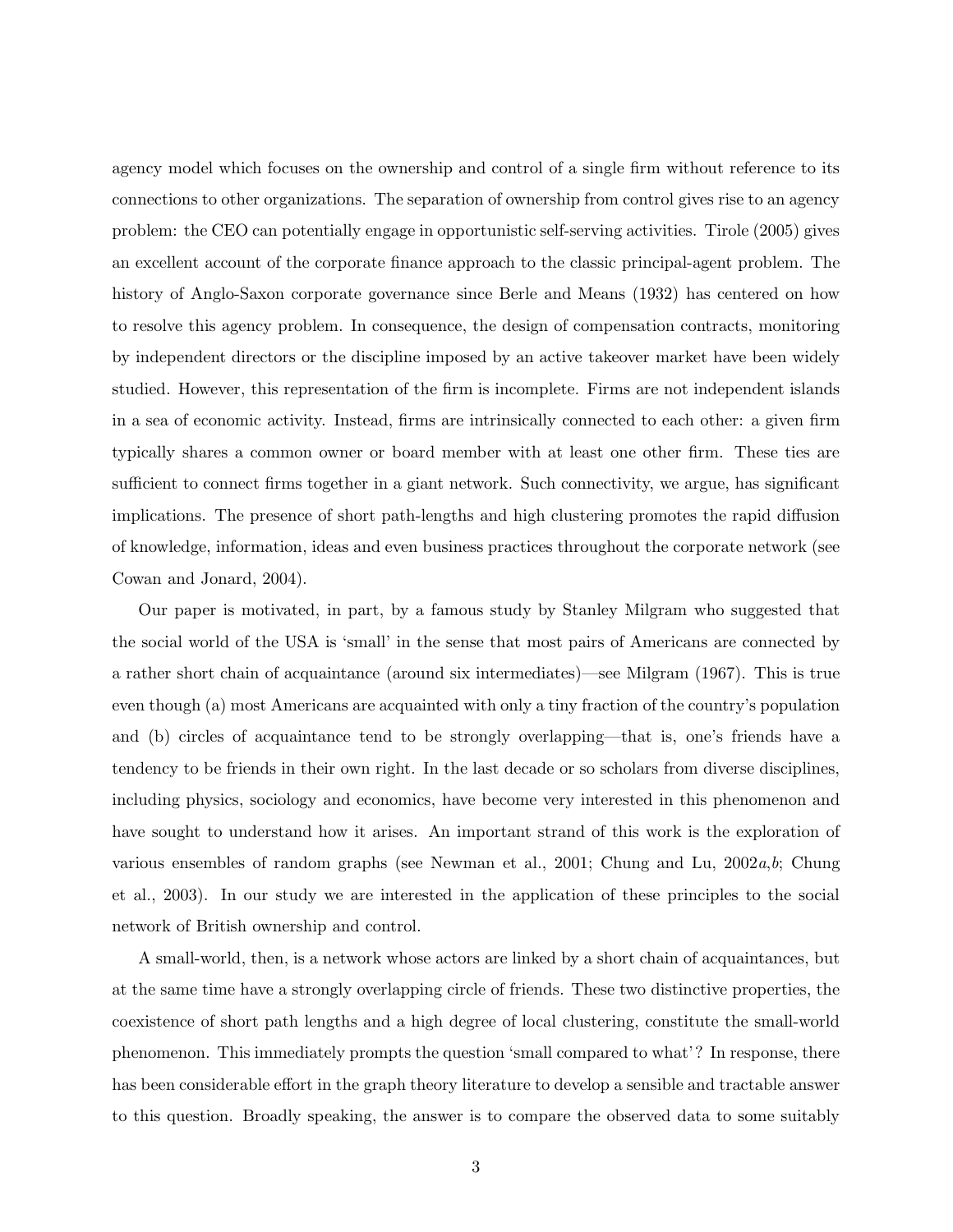agency model which focuses on the ownership and control of a single firm without reference to its connections to other organizations. The separation of ownership from control gives rise to an agency problem: the CEO can potentially engage in opportunistic self-serving activities. Tirole (2005) gives an excellent account of the corporate finance approach to the classic principal-agent problem. The history of Anglo-Saxon corporate governance since Berle and Means (1932) has centered on how to resolve this agency problem. In consequence, the design of compensation contracts, monitoring by independent directors or the discipline imposed by an active takeover market have been widely studied. However, this representation of the firm is incomplete. Firms are not independent islands in a sea of economic activity. Instead, firms are intrinsically connected to each other: a given firm typically shares a common owner or board member with at least one other firm. These ties are sufficient to connect firms together in a giant network. Such connectivity, we argue, has significant implications. The presence of short path-lengths and high clustering promotes the rapid diffusion of knowledge, information, ideas and even business practices throughout the corporate network (see Cowan and Jonard, 2004).

Our paper is motivated, in part, by a famous study by Stanley Milgram who suggested that the social world of the USA is 'small' in the sense that most pairs of Americans are connected by a rather short chain of acquaintance (around six intermediates)—see Milgram (1967). This is true even though (a) most Americans are acquainted with only a tiny fraction of the country's population and (b) circles of acquaintance tend to be strongly overlapping—that is, one's friends have a tendency to be friends in their own right. In the last decade or so scholars from diverse disciplines, including physics, sociology and economics, have become very interested in this phenomenon and have sought to understand how it arises. An important strand of this work is the exploration of various ensembles of random graphs (see Newman et al., 2001; Chung and Lu, 2002*a*,*b*; Chung et al., 2003). In our study we are interested in the application of these principles to the social network of British ownership and control.

A small-world, then, is a network whose actors are linked by a short chain of acquaintances, but at the same time have a strongly overlapping circle of friends. These two distinctive properties, the coexistence of short path lengths and a high degree of local clustering, constitute the small-world phenomenon. This immediately prompts the question 'small compared to what'? In response, there has been considerable effort in the graph theory literature to develop a sensible and tractable answer to this question. Broadly speaking, the answer is to compare the observed data to some suitably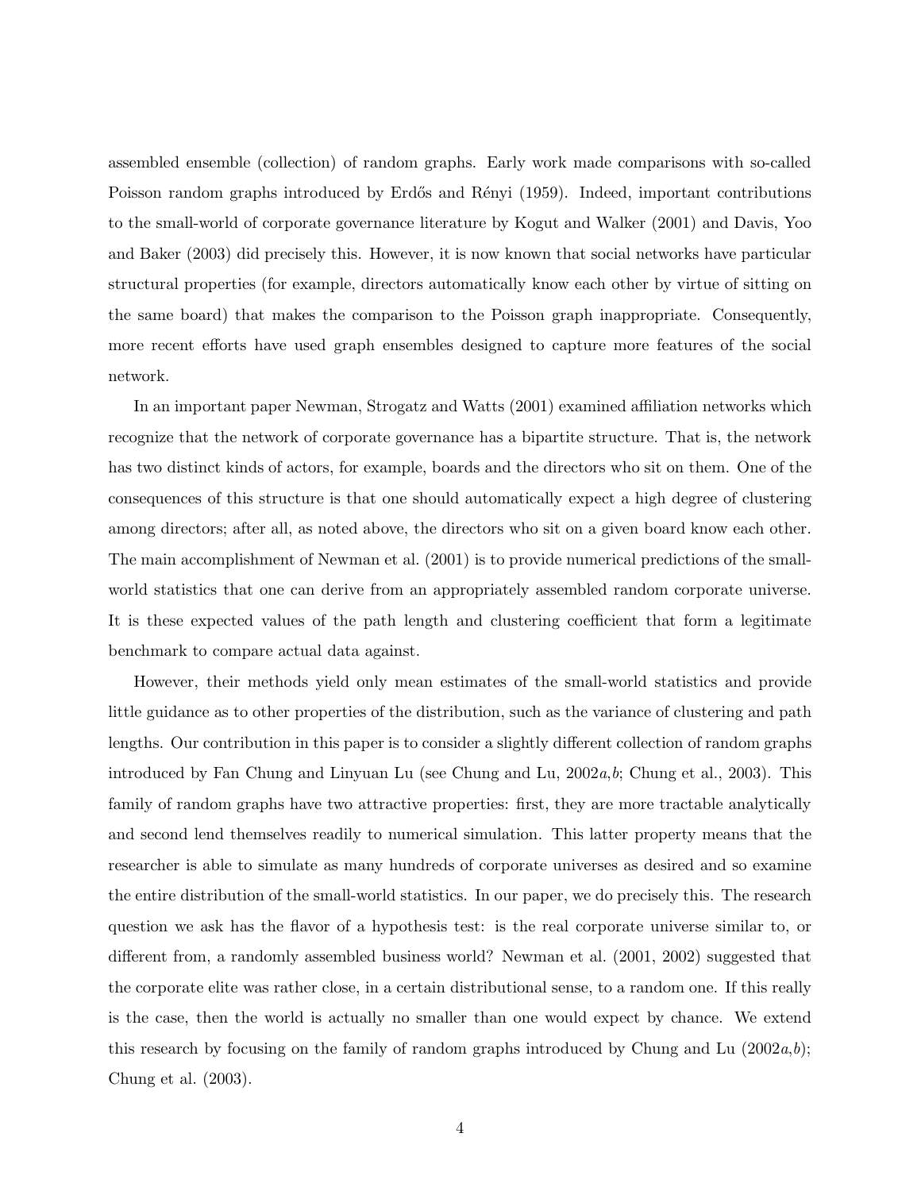assembled ensemble (collection) of random graphs. Early work made comparisons with so-called Poisson random graphs introduced by Erdős and Rényi (1959). Indeed, important contributions to the small-world of corporate governance literature by Kogut and Walker (2001) and Davis, Yoo and Baker (2003) did precisely this. However, it is now known that social networks have particular structural properties (for example, directors automatically know each other by virtue of sitting on the same board) that makes the comparison to the Poisson graph inappropriate. Consequently, more recent efforts have used graph ensembles designed to capture more features of the social network.

In an important paper Newman, Strogatz and Watts (2001) examined affiliation networks which recognize that the network of corporate governance has a bipartite structure. That is, the network has two distinct kinds of actors, for example, boards and the directors who sit on them. One of the consequences of this structure is that one should automatically expect a high degree of clustering among directors; after all, as noted above, the directors who sit on a given board know each other. The main accomplishment of Newman et al. (2001) is to provide numerical predictions of the small-world statistics that one can derive from an appropriately assembled random corporate universe. It is these expected values of the path length and clustering coefficient that form a legitimate benchmark to compare actual data against.

However, their methods yield only mean estimates of the small-world statistics and provide little guidance as to other properties of the distribution, such as the variance of clustering and path lengths. Our contribution in this paper is to consider a slightly different collection of random graphs introduced by Fan Chung and Linyuan Lu (see Chung and Lu, 2002*a*,*b*; Chung et al., 2003). This family of random graphs have two attractive properties: first, they are more tractable analytically and second lend themselves readily to numerical simulation. This latter property means that the researcher is able to simulate as many hundreds of corporate universes as desired and so examine the entire distribution of the small-world statistics. In our paper, we do precisely this. The research question we ask has the flavor of a hypothesis test: is the real corporate universe similar to, or different from, a randomly assembled business world? Newman et al. (2001, 2002) suggested that the corporate elite was rather close, in a certain distributional sense, to a random one. If this really is the case, then the world is actually no smaller than one would expect by chance. We extend this research by focusing on the family of random graphs introduced by Chung and Lu (2002*a*,*b*); Chung et al. (2003).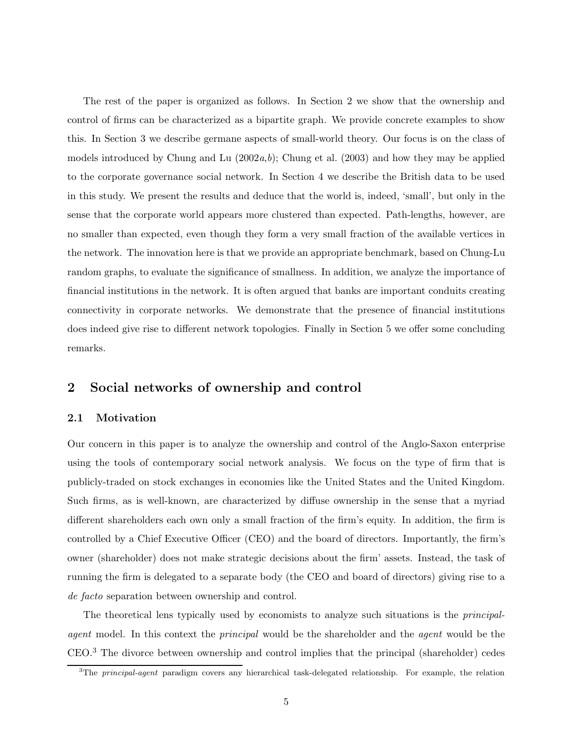The rest of the paper is organized as follows. In Section 2 we show that the ownership and control of firms can be characterized as a bipartite graph. We provide concrete examples to show this. In Section 3 we describe germane aspects of small-world theory. Our focus is on the class of models introduced by Chung and Lu (2002*a*,*b*); Chung et al. (2003) and how they may be applied to the corporate governance social network. In Section 4 we describe the British data to be used in this study. We present the results and deduce that the world is, indeed, 'small', but only in the sense that the corporate world appears more clustered than expected. Path-lengths, however, are no smaller than expected, even though they form a very small fraction of the available vertices in the network. The innovation here is that we provide an appropriate benchmark, based on Chung-Lu random graphs, to evaluate the significance of smallness. In addition, we analyze the importance of financial institutions in the network. It is often argued that banks are important conduits creating connectivity in corporate networks. We demonstrate that the presence of financial institutions does indeed give rise to different network topologies. Finally in Section 5 we offer some concluding remarks.

## 2 Social networks of ownership and control

### 2.1 Motivation

Our concern in this paper is to analyze the ownership and control of the Anglo-Saxon enterprise using the tools of contemporary social network analysis. We focus on the type of firm that is publicly-traded on stock exchanges in economies like the United States and the United Kingdom. Such firms, as is well-known, are characterized by diffuse ownership in the sense that a myriad different shareholders each own only a small fraction of the firm's equity. In addition, the firm is controlled by a Chief Executive Officer (CEO) and the board of directors. Importantly, the firm's owner (shareholder) does not make strategic decisions about the firm' assets. Instead, the task of running the firm is delegated to a separate body (the CEO and board of directors) giving rise to a *de facto* separation between ownership and control.

The theoretical lens typically used by economists to analyze such situations is the *principal-agent* model. In this context the *principal* would be the shareholder and the *agent* would be the CEO.[3] The divorce between ownership and control implies that the principal (shareholder) cedes

[3]The *principal-agent* paradigm covers any hierarchical task-delegated relationship. For example, the relation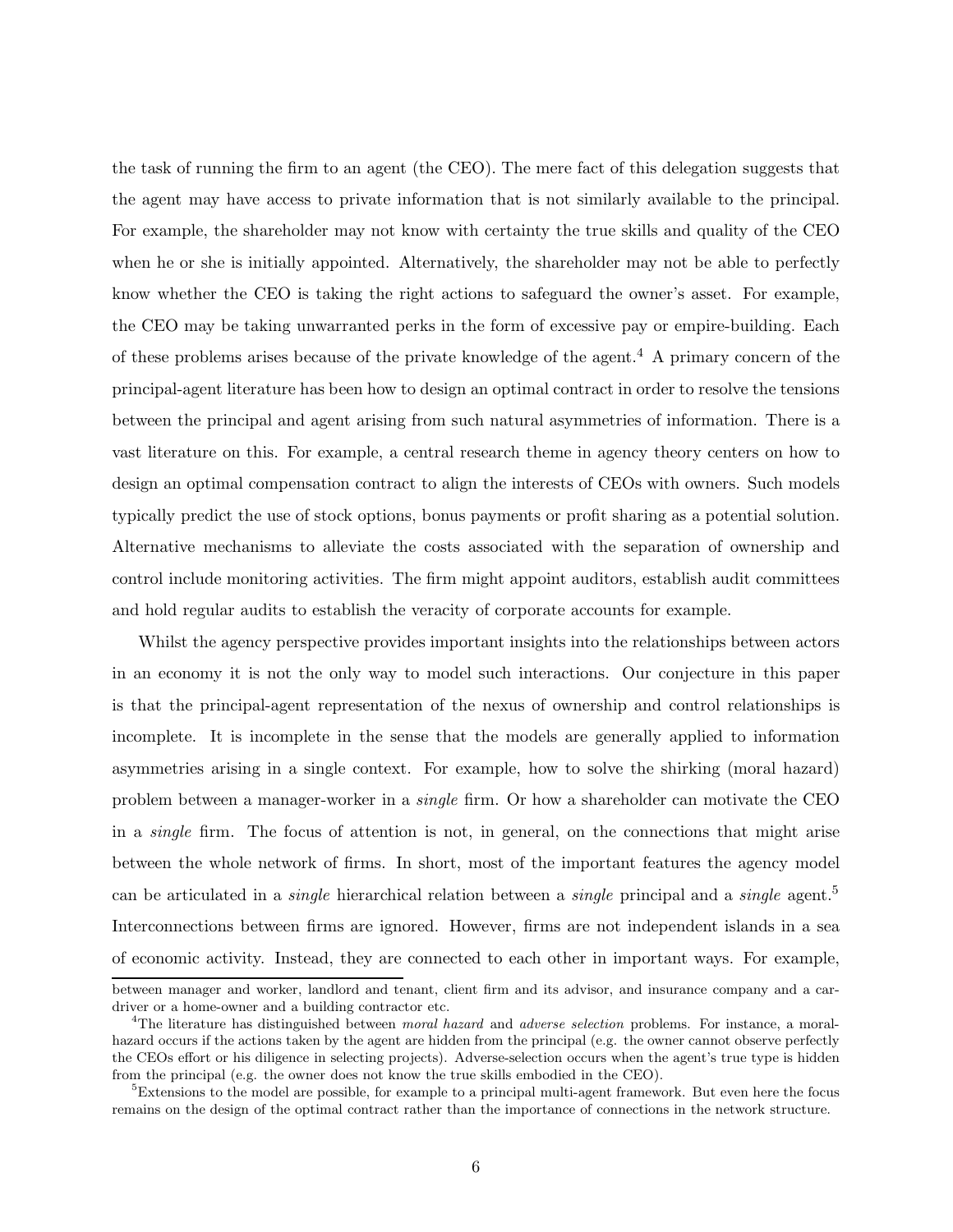the task of running the firm to an agent (the CEO). The mere fact of this delegation suggests that the agent may have access to private information that is not similarly available to the principal. For example, the shareholder may not know with certainty the true skills and quality of the CEO when he or she is initially appointed. Alternatively, the shareholder may not be able to perfectly know whether the CEO is taking the right actions to safeguard the owner's asset. For example, the CEO may be taking unwarranted perks in the form of excessive pay or empire-building. Each of these problems arises because of the private knowledge of the agent.[4] A primary concern of the principal-agent literature has been how to design an optimal contract in order to resolve the tensions between the principal and agent arising from such natural asymmetries of information. There is a vast literature on this. For example, a central research theme in agency theory centers on how to design an optimal compensation contract to align the interests of CEOs with owners. Such models typically predict the use of stock options, bonus payments or profit sharing as a potential solution. Alternative mechanisms to alleviate the costs associated with the separation of ownership and control include monitoring activities. The firm might appoint auditors, establish audit committees and hold regular audits to establish the veracity of corporate accounts for example.

Whilst the agency perspective provides important insights into the relationships between actors in an economy it is not the only way to model such interactions. Our conjecture in this paper is that the principal-agent representation of the nexus of ownership and control relationships is incomplete. It is incomplete in the sense that the models are generally applied to information asymmetries arising in a single context. For example, how to solve the shirking (moral hazard) problem between a manager-worker in a *single* firm. Or how a shareholder can motivate the CEO in a *single* firm. The focus of attention is not, in general, on the connections that might arise between the whole network of firms. In short, most of the important features the agency model can be articulated in a *single* hierarchical relation between a *single* principal and a *single* agent.[5] Interconnections between firms are ignored. However, firms are not independent islands in a sea of economic activity. Instead, they are connected to each other in important ways. For example,

---

between manager and worker, landlord and tenant, client firm and its advisor, and insurance company and a car-driver or a home-owner and a building contractor etc.

[4] The literature has distinguished between *moral hazard* and *adverse selection* problems. For instance, a moral-hazard occurs if the actions taken by the agent are hidden from the principal (e.g. the owner cannot observe perfectly the CEOs effort or his diligence in selecting projects). Adverse-selection occurs when the agent's true type is hidden from the principal (e.g. the owner does not know the true skills embodied in the CEO).

[5] Extensions to the model are possible, for example to a principal multi-agent framework. But even here the focus remains on the design of the optimal contract rather than the importance of connections in the network structure.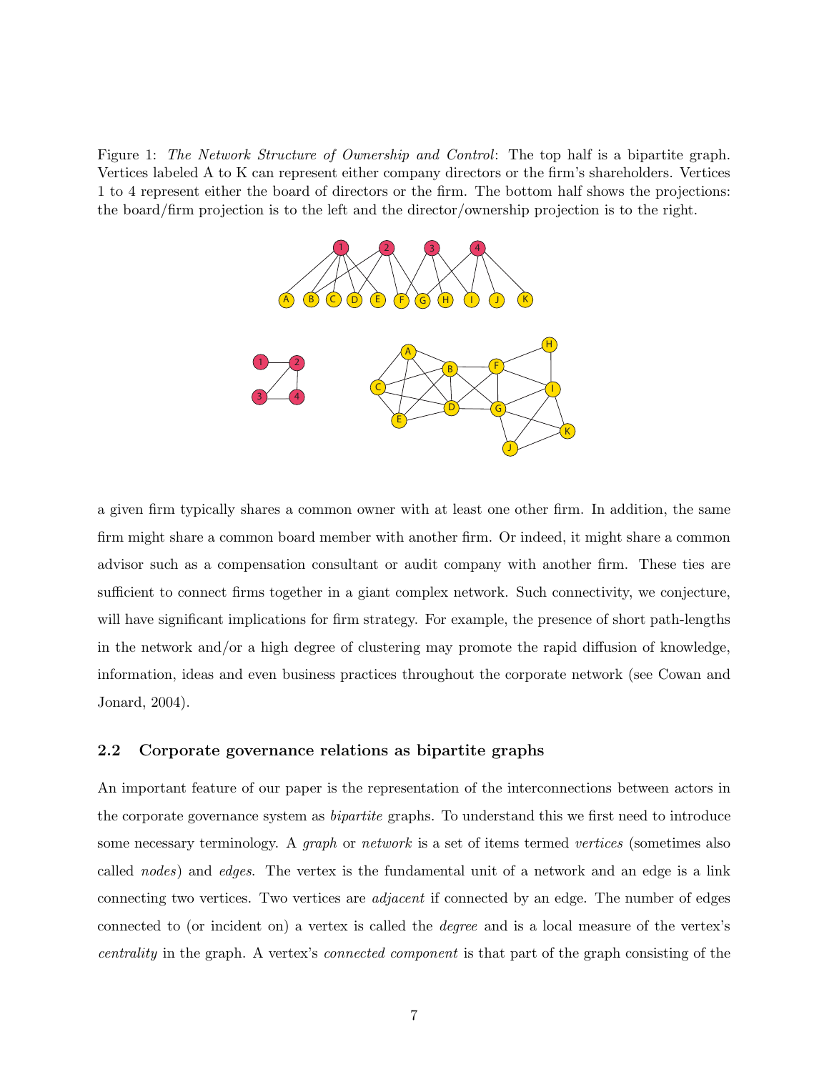Figure 1: *The Network Structure of Ownership and Control*: The top half is a bipartite graph. Vertices labeled A to K can represent either company directors or the firm's shareholders. Vertices 1 to 4 represent either the board of directors or the firm. The bottom half shows the projections: the board/firm projection is to the left and the director/ownership projection is to the right.

a given firm typically shares a common owner with at least one other firm. In addition, the same firm might share a common board member with another firm. Or indeed, it might share a common advisor such as a compensation consultant or audit company with another firm. These ties are sufficient to connect firms together in a giant complex network. Such connectivity, we conjecture, will have significant implications for firm strategy. For example, the presence of short path-lengths in the network and/or a high degree of clustering may promote the rapid diffusion of knowledge, information, ideas and even business practices throughout the corporate network (see Cowan and Jonard, 2004).

### 2.2 Corporate governance relations as bipartite graphs

An important feature of our paper is the representation of the interconnections between actors in the corporate governance system as *bipartite* graphs. To understand this we first need to introduce some necessary terminology. A *graph* or *network* is a set of items termed *vertices* (sometimes also called *nodes*) and *edges*. The vertex is the fundamental unit of a network and an edge is a link connecting two vertices. Two vertices are *adjacent* if connected by an edge. The number of edges connected to (or incident on) a vertex is called the *degree* and is a local measure of the vertex's *centrality* in the graph. A vertex's *connected component* is that part of the graph consisting of the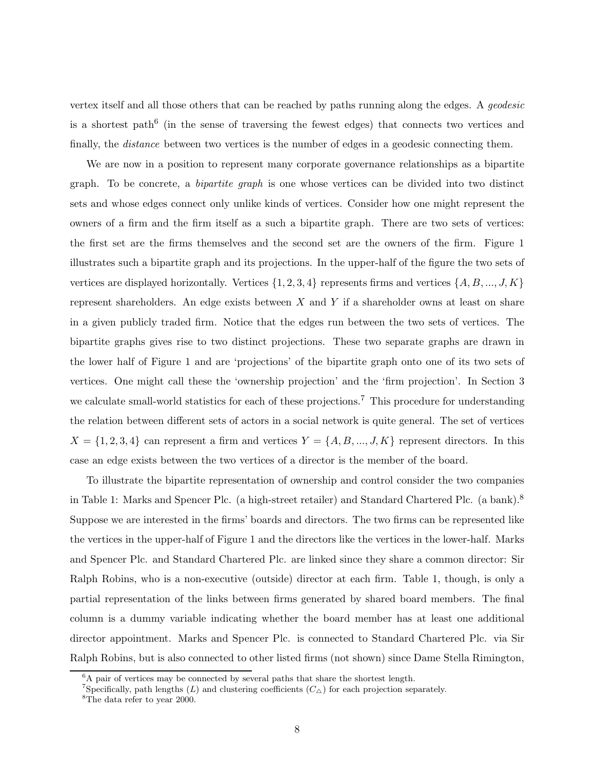vertex itself and all those others that can be reached by paths running along the edges. A *geodesic* is a shortest path[6] (in the sense of traversing the fewest edges) that connects two vertices and finally, the *distance* between two vertices is the number of edges in a geodesic connecting them.

We are now in a position to represent many corporate governance relationships as a bipartite graph. To be concrete, a *bipartite graph* is one whose vertices can be divided into two distinct sets and whose edges connect only unlike kinds of vertices. Consider how one might represent the owners of a firm and the firm itself as a such a bipartite graph. There are two sets of vertices: the first set are the firms themselves and the second set are the owners of the firm. Figure 1 illustrates such a bipartite graph and its projections. In the upper-half of the figure the two sets of vertices are displayed horizontally. Vertices $\{1, 2, 3, 4\}$ represents firms and vertices $\{A, B, ..., J, K\}$ represent shareholders. An edge exists between $X$ and $Y$ if a shareholder owns at least on share in a given publicly traded firm. Notice that the edges run between the two sets of vertices. The bipartite graphs gives rise to two distinct projections. These two separate graphs are drawn in the lower half of Figure 1 and are 'projections' of the bipartite graph onto one of its two sets of vertices. One might call these the 'ownership projection' and the 'firm projection'. In Section 3 we calculate small-world statistics for each of these projections.[7] This procedure for understanding the relation between different sets of actors in a social network is quite general. The set of vertices $X = \{1, 2, 3, 4\}$ can represent a firm and vertices $Y = \{A, B, ..., J, K\}$ represent directors. In this case an edge exists between the two vertices of a director is the member of the board.

To illustrate the bipartite representation of ownership and control consider the two companies in Table 1: Marks and Spencer Plc. (a high-street retailer) and Standard Chartered Plc. (a bank).[8] Suppose we are interested in the firms' boards and directors. The two firms can be represented like the vertices in the upper-half of Figure 1 and the directors like the vertices in the lower-half. Marks and Spencer Plc. and Standard Chartered Plc. are linked since they share a common director: Sir Ralph Robins, who is a non-executive (outside) director at each firm. Table 1, though, is only a partial representation of the links between firms generated by shared board members. The final column is a dummy variable indicating whether the board member has at least one additional director appointment. Marks and Spencer Plc. is connected to Standard Chartered Plc. via Sir Ralph Robins, but is also connected to other listed firms (not shown) since Dame Stella Rimington,

---

[6] A pair of vertices may be connected by several paths that share the shortest length.

[7] Specifically, path lengths ($L$) and clustering coefficients ($C_{\triangle}$) for each projection separately.

[8] The data refer to year 2000.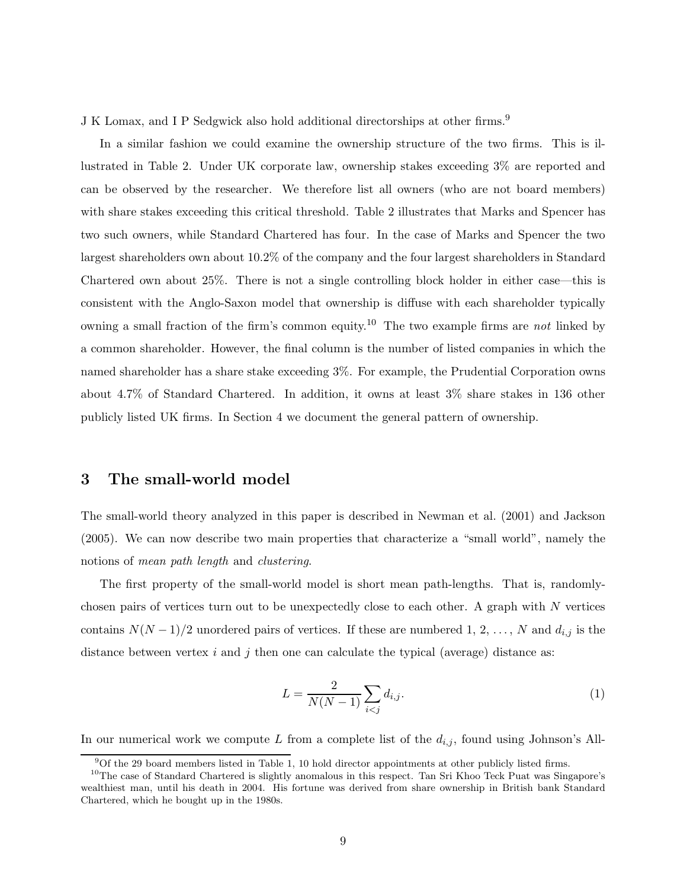J K Lomax, and I P Sedgwick also hold additional directorships at other firms.[9]

In a similar fashion we could examine the ownership structure of the two firms. This is illustrated in Table 2. Under UK corporate law, ownership stakes exceeding 3% are reported and can be observed by the researcher. We therefore list all owners (who are not board members) with share stakes exceeding this critical threshold. Table 2 illustrates that Marks and Spencer has two such owners, while Standard Chartered has four. In the case of Marks and Spencer the two largest shareholders own about 10.2% of the company and the four largest shareholders in Standard Chartered own about 25%. There is not a single controlling block holder in either case—this is consistent with the Anglo-Saxon model that ownership is diffuse with each shareholder typically owning a small fraction of the firm's common equity.[10] The two example firms are *not* linked by a common shareholder. However, the final column is the number of listed companies in which the named shareholder has a share stake exceeding 3%. For example, the Prudential Corporation owns about 4.7% of Standard Chartered. In addition, it owns at least 3% share stakes in 136 other publicly listed UK firms. In Section 4 we document the general pattern of ownership.

## 3 The small-world model

The small-world theory analyzed in this paper is described in Newman et al. (2001) and Jackson (2005). We can now describe two main properties that characterize a "small world", namely the notions of *mean path length* and *clustering*.

The first property of the small-world model is short mean path-lengths. That is, randomly-chosen pairs of vertices turn out to be unexpectedly close to each other. A graph with $N$ vertices contains $N(N-1)/2$ unordered pairs of vertices. If these are numbered 1, 2, ..., $N$ and $d_{i,j}$ is the distance between vertex $i$ and $j$ then one can calculate the typical (average) distance as:

$$L = \frac{2}{N(N-1)} \sum_{i<j} d_{i,j}. \tag{1}$$

In our numerical work we compute $L$ from a complete list of the $d_{i,j}$, found using Johnson's All-

[9] Of the 29 board members listed in Table 1, 10 hold director appointments at other publicly listed firms.

[10] The case of Standard Chartered is slightly anomalous in this respect. Tan Sri Khoo Teck Puat was Singapore's wealthiest man, until his death in 2004. His fortune was derived from share ownership in British bank Standard Chartered, which he bought up in the 1980s.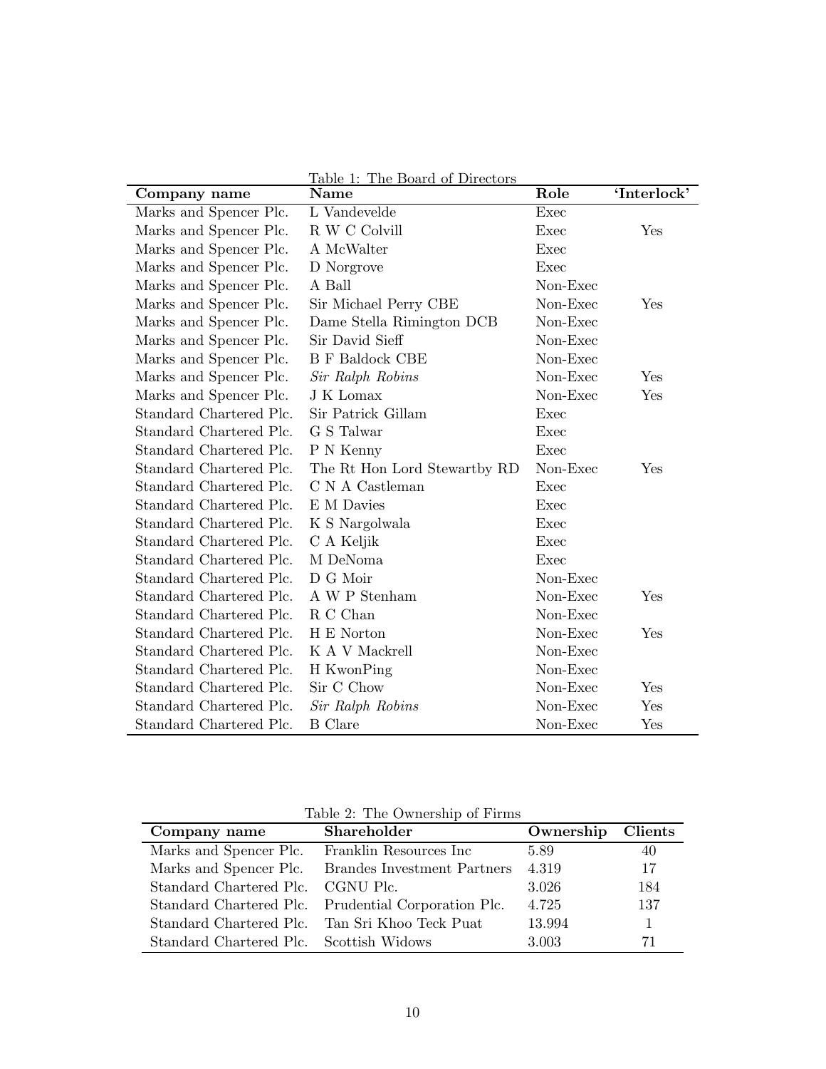Table 1: The Board of Directors

| Company name | Name | Role | 'Interlock' |
|---|---|---|---|
| Marks and Spencer Plc. | L Vandevelde | Exec | |
| Marks and Spencer Plc. | R W C Colvill | Exec | Yes |
| Marks and Spencer Plc. | A McWalter | Exec | |
| Marks and Spencer Plc. | D Norgrove | Exec | |
| Marks and Spencer Plc. | A Ball | Non-Exec | |
| Marks and Spencer Plc. | Sir Michael Perry CBE | Non-Exec | Yes |
| Marks and Spencer Plc. | Dame Stella Rimington DCB | Non-Exec | |
| Marks and Spencer Plc. | Sir David Sieff | Non-Exec | |
| Marks and Spencer Plc. | B F Baldock CBE | Non-Exec | |
| Marks and Spencer Plc. | *Sir Ralph Robins* | Non-Exec | Yes |
| Marks and Spencer Plc. | J K Lomax | Non-Exec | Yes |
| Standard Chartered Plc. | Sir Patrick Gillam | Exec | |
| Standard Chartered Plc. | G S Talwar | Exec | |
| Standard Chartered Plc. | P N Kenny | Exec | |
| Standard Chartered Plc. | The Rt Hon Lord Stewartby RD | Non-Exec | Yes |
| Standard Chartered Plc. | C N A Castleman | Exec | |
| Standard Chartered Plc. | E M Davies | Exec | |
| Standard Chartered Plc. | K S Nargolwala | Exec | |
| Standard Chartered Plc. | C A Keljik | Exec | |
| Standard Chartered Plc. | M DeNoma | Exec | |
| Standard Chartered Plc. | D G Moir | Non-Exec | |
| Standard Chartered Plc. | A W P Stenham | Non-Exec | Yes |
| Standard Chartered Plc. | R C Chan | Non-Exec | |
| Standard Chartered Plc. | H E Norton | Non-Exec | Yes |
| Standard Chartered Plc. | K A V Mackrell | Non-Exec | |
| Standard Chartered Plc. | H KwonPing | Non-Exec | |
| Standard Chartered Plc. | Sir C Chow | Non-Exec | Yes |
| Standard Chartered Plc. | *Sir Ralph Robins* | Non-Exec | Yes |
| Standard Chartered Plc. | B Clare | Non-Exec | Yes |

Table 2: The Ownership of Firms

| Company name | Shareholder | Ownership | Clients |
|---|---|---|---|
| Marks and Spencer Plc. | Franklin Resources Inc | 5.89 | 40 |
| Marks and Spencer Plc. | Brandes Investment Partners | 4.319 | 17 |
| Standard Chartered Plc. | CGNU Plc. | 3.026 | 184 |
| Standard Chartered Plc. | Prudential Corporation Plc. | 4.725 | 137 |
| Standard Chartered Plc. | Tan Sri Khoo Teck Puat | 13.994 | 1 |
| Standard Chartered Plc. | Scottish Widows | 3.003 | 71 |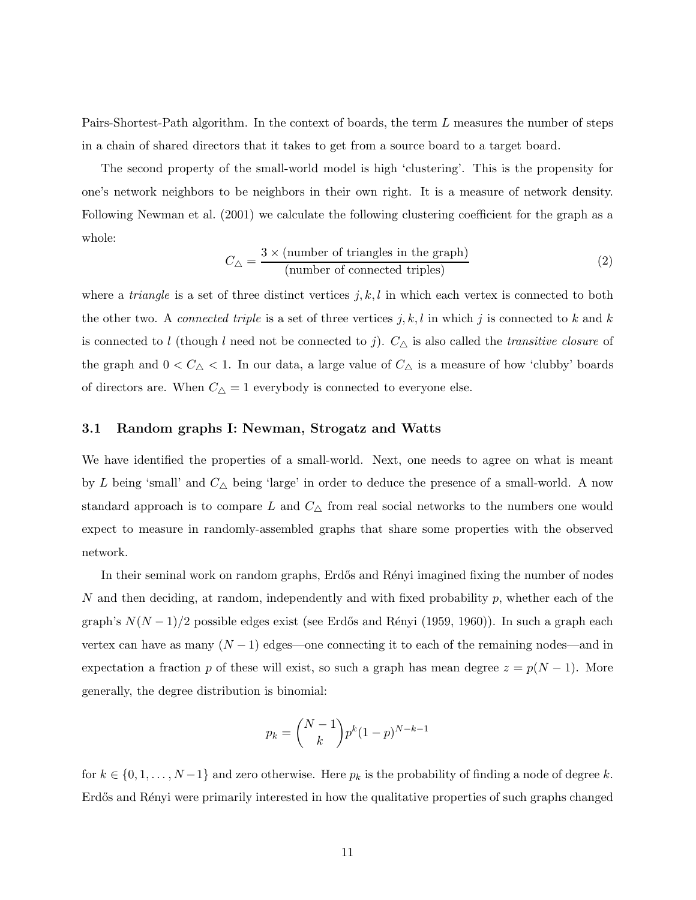Pairs-Shortest-Path algorithm. In the context of boards, the term $L$ measures the number of steps in a chain of shared directors that it takes to get from a source board to a target board.

The second property of the small-world model is high 'clustering'. This is the propensity for one's network neighbors to be neighbors in their own right. It is a measure of network density. Following Newman et al. (2001) we calculate the following clustering coefficient for the graph as a whole:

$$C_{\triangle} = \frac{3 \times (\text{number of triangles in the graph})}{(\text{number of connected triples})} \tag{2}$$

where a *triangle* is a set of three distinct vertices $j, k, l$ in which each vertex is connected to both the other two. A *connected triple* is a set of three vertices $j, k, l$ in which $j$ is connected to $k$ and $k$ is connected to $l$ (though $l$ need not be connected to $j$). $C_{\triangle}$ is also called the *transitive closure* of the graph and $0 < C_{\triangle} < 1$. In our data, a large value of $C_{\triangle}$ is a measure of how 'clubby' boards of directors are. When $C_{\triangle} = 1$ everybody is connected to everyone else.

### 3.1 Random graphs I: Newman, Strogatz and Watts

We have identified the properties of a small-world. Next, one needs to agree on what is meant by $L$ being 'small' and $C_{\triangle}$ being 'large' in order to deduce the presence of a small-world. A now standard approach is to compare $L$ and $C_{\triangle}$ from real social networks to the numbers one would expect to measure in randomly-assembled graphs that share some properties with the observed network.

In their seminal work on random graphs, Erdős and Rényi imagined fixing the number of nodes $N$ and then deciding, at random, independently and with fixed probability $p$, whether each of the graph's $N(N-1)/2$ possible edges exist (see Erdős and Rényi (1959, 1960)). In such a graph each vertex can have as many $(N-1)$ edges—one connecting it to each of the remaining nodes—and in expectation a fraction $p$ of these will exist, so such a graph has mean degree $z = p(N-1)$. More generally, the degree distribution is binomial:

$$p_k = \binom{N-1}{k} p^k (1-p)^{N-k-1}$$

for $k \in \{0, 1, \ldots, N-1\}$ and zero otherwise. Here $p_k$ is the probability of finding a node of degree $k$. Erdős and Rényi were primarily interested in how the qualitative properties of such graphs changed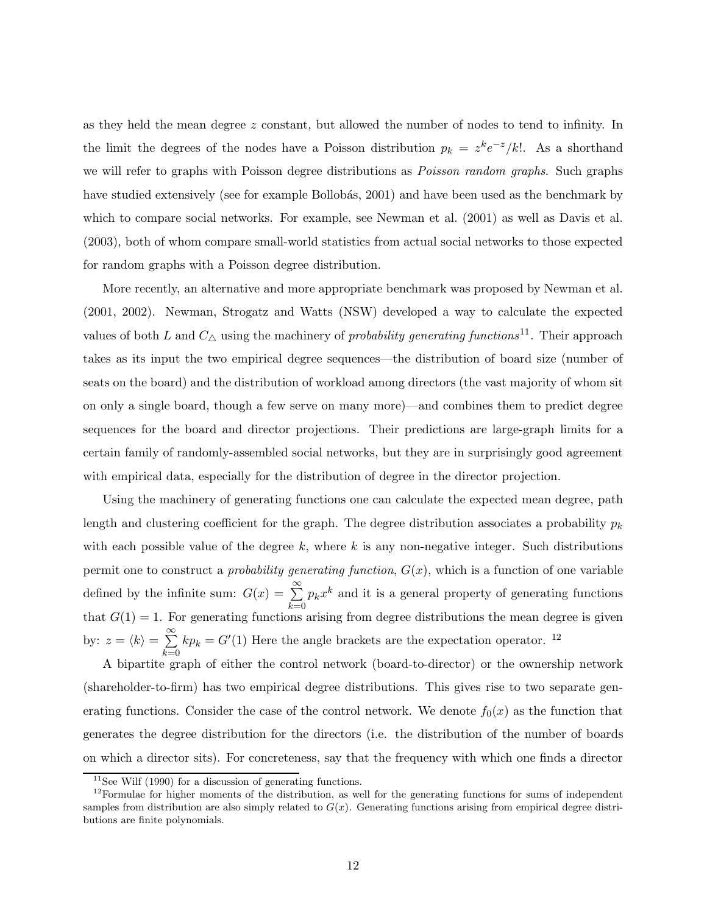as they held the mean degree $z$ constant, but allowed the number of nodes to tend to infinity. In the limit the degrees of the nodes have a Poisson distribution $p_k = z^k e^{-z}/k!$. As a shorthand we will refer to graphs with Poisson degree distributions as *Poisson random graphs*. Such graphs have studied extensively (see for example Bollobás, 2001) and have been used as the benchmark by which to compare social networks. For example, see Newman et al. (2001) as well as Davis et al. (2003), both of whom compare small-world statistics from actual social networks to those expected for random graphs with a Poisson degree distribution.

More recently, an alternative and more appropriate benchmark was proposed by Newman et al. (2001, 2002). Newman, Strogatz and Watts (NSW) developed a way to calculate the expected values of both $L$ and $C_\triangle$ using the machinery of *probability generating functions*[11]. Their approach takes as its input the two empirical degree sequences—the distribution of board size (number of seats on the board) and the distribution of workload among directors (the vast majority of whom sit on only a single board, though a few serve on many more)—and combines them to predict degree sequences for the board and director projections. Their predictions are large-graph limits for a certain family of randomly-assembled social networks, but they are in surprisingly good agreement with empirical data, especially for the distribution of degree in the director projection.

Using the machinery of generating functions one can calculate the expected mean degree, path length and clustering coefficient for the graph. The degree distribution associates a probability $p_k$ with each possible value of the degree $k$, where $k$ is any non-negative integer. Such distributions permit one to construct a *probability generating function*, $G(x)$, which is a function of one variable defined by the infinite sum: $G(x) = \sum_{k=0}^{\infty} p_k x^k$ and it is a general property of generating functions that $G(1) = 1$. For generating functions arising from degree distributions the mean degree is given by: $z = \langle k \rangle = \sum_{k=0}^{\infty} k p_k = G'(1)$ Here the angle brackets are the expectation operator. [12]

A bipartite graph of either the control network (board-to-director) or the ownership network (shareholder-to-firm) has two empirical degree distributions. This gives rise to two separate generating functions. Consider the case of the control network. We denote $f_0(x)$ as the function that generates the degree distribution for the directors (i.e. the distribution of the number of boards on which a director sits). For concreteness, say that the frequency with which one finds a director

[11] See Wilf (1990) for a discussion of generating functions.

[12] Formulae for higher moments of the distribution, as well for the generating functions for sums of independent samples from distribution are also simply related to $G(x)$. Generating functions arising from empirical degree distributions are finite polynomials.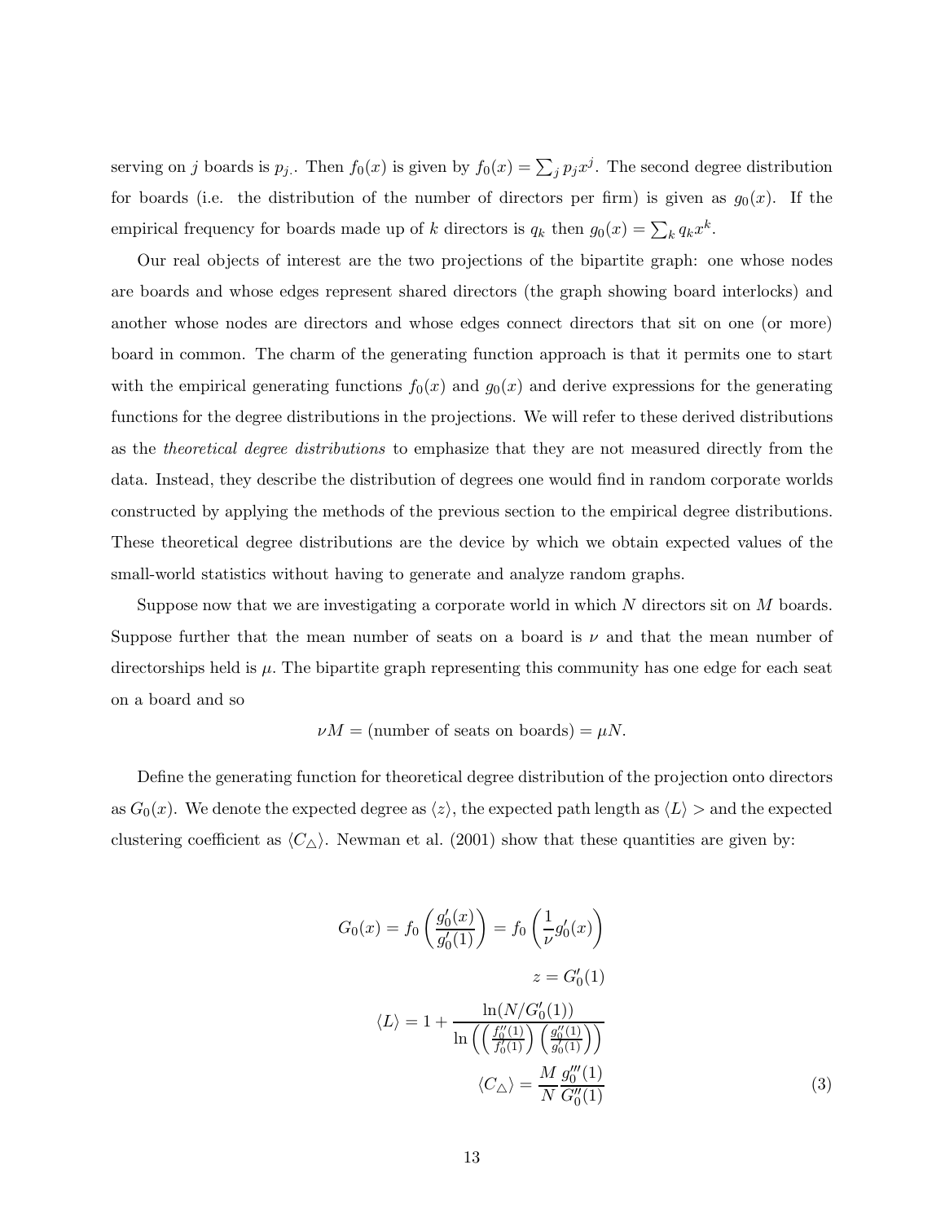serving on $j$ boards is $p_{j}.$. Then $f_0(x)$ is given by $f_0(x) = \sum_j p_j x^j$. The second degree distribution for boards (i.e. the distribution of the number of directors per firm) is given as $g_0(x)$. If the empirical frequency for boards made up of $k$ directors is $q_k$ then $g_0(x) = \sum_k q_k x^k$.

Our real objects of interest are the two projections of the bipartite graph: one whose nodes are boards and whose edges represent shared directors (the graph showing board interlocks) and another whose nodes are directors and whose edges connect directors that sit on one (or more) board in common. The charm of the generating function approach is that it permits one to start with the empirical generating functions $f_0(x)$ and $g_0(x)$ and derive expressions for the generating functions for the degree distributions in the projections. We will refer to these derived distributions as the *theoretical degree distributions* to emphasize that they are not measured directly from the data. Instead, they describe the distribution of degrees one would find in random corporate worlds constructed by applying the methods of the previous section to the empirical degree distributions. These theoretical degree distributions are the device by which we obtain expected values of the small-world statistics without having to generate and analyze random graphs.

Suppose now that we are investigating a corporate world in which $N$ directors sit on $M$ boards. Suppose further that the mean number of seats on a board is $\nu$ and that the mean number of directorships held is $\mu$. The bipartite graph representing this community has one edge for each seat on a board and so

$$\nu M = (\text{number of seats on boards}) = \mu N.$$

Define the generating function for theoretical degree distribution of the projection onto directors as $G_0(x)$. We denote the expected degree as $\langle z \rangle$, the expected path length as $\langle L \rangle >$ and the expected clustering coefficient as $\langle C_{\triangle} \rangle$. Newman et al. (2001) show that these quantities are given by:

$$
\begin{aligned}
G_0(x) = f_0\left(\frac{g_0'(x)}{g_0'(1)}\right) &= f_0\left(\frac{1}{\nu} g_0'(x)\right) \\
z &= G_0'(1) \\
\langle L \rangle &= 1 + \frac{\ln(N/G_0'(1))}{\ln\left(\left(\frac{f_0''(1)}{f_0'(1)}\right)\left(\frac{g_0''(1)}{g_0'(1)}\right)\right)} \\
\langle C_{\triangle} \rangle &= \frac{M}{N}\frac{g_0'''(1)}{G_0''(1)}
\end{aligned}
\tag{3}
$$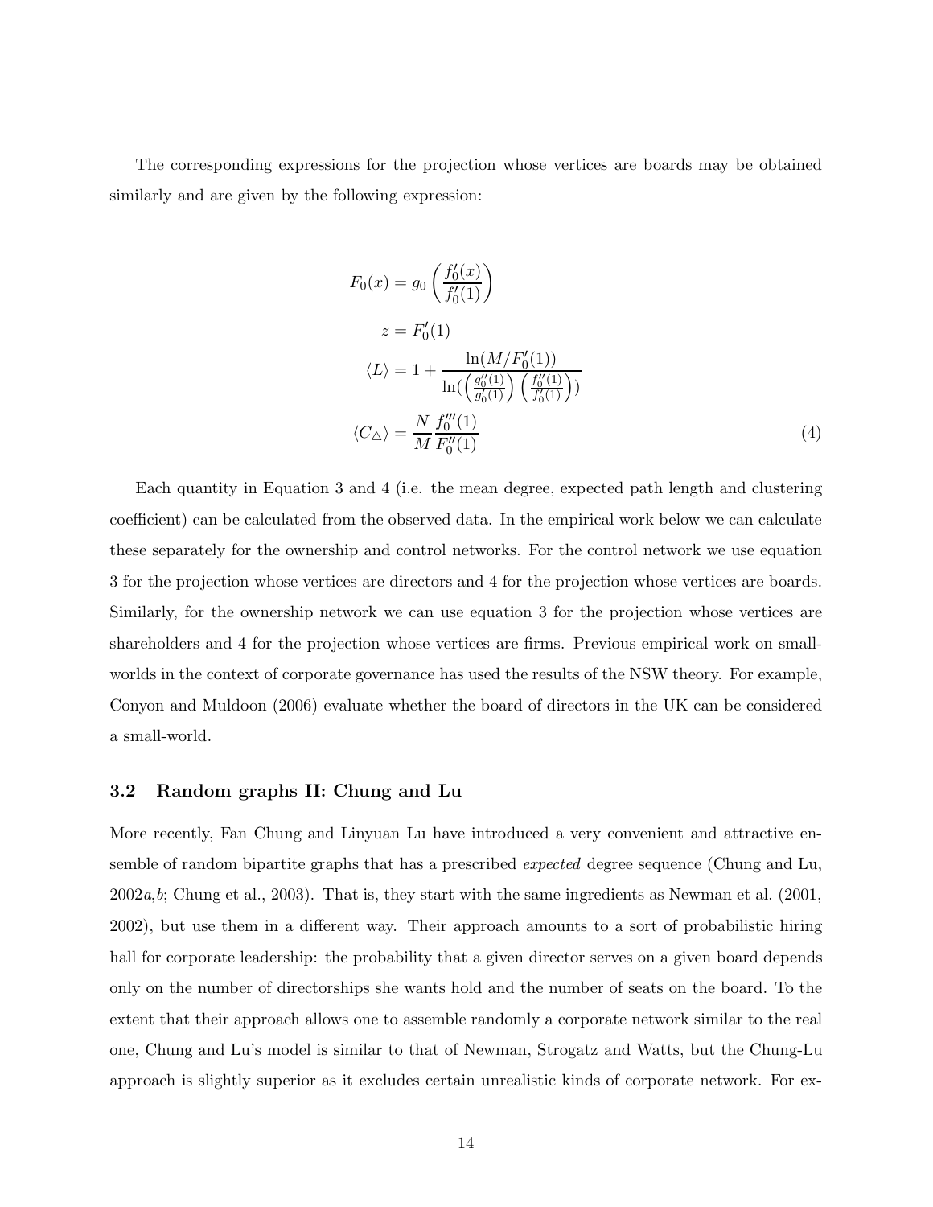The corresponding expressions for the projection whose vertices are boards may be obtained similarly and are given by the following expression:

$$
\begin{aligned}
F_0(x) &= g_0\left(\frac{f_0'(x)}{f_0'(1)}\right) \\
z &= F_0'(1) \\
\langle L \rangle &= 1 + \frac{\ln(M/F_0'(1))}{\ln(\left(\frac{g_0''(1)}{g_0'(1)}\right)\left(\frac{f_0''(1)}{f_0'(1)}\right))} \\
\langle C_\triangle \rangle &= \frac{N}{M}\frac{f_0'''(1)}{F_0''(1)}
\end{aligned}
\tag{4}
$$

Each quantity in Equation 3 and 4 (i.e. the mean degree, expected path length and clustering coefficient) can be calculated from the observed data. In the empirical work below we can calculate these separately for the ownership and control networks. For the control network we use equation 3 for the projection whose vertices are directors and 4 for the projection whose vertices are boards. Similarly, for the ownership network we can use equation 3 for the projection whose vertices are shareholders and 4 for the projection whose vertices are firms. Previous empirical work on small-worlds in the context of corporate governance has used the results of the NSW theory. For example, Conyon and Muldoon (2006) evaluate whether the board of directors in the UK can be considered a small-world.

### 3.2 Random graphs II: Chung and Lu

More recently, Fan Chung and Linyuan Lu have introduced a very convenient and attractive ensemble of random bipartite graphs that has a prescribed *expected* degree sequence (Chung and Lu, 2002*a*,*b*; Chung et al., 2003). That is, they start with the same ingredients as Newman et al. (2001, 2002), but use them in a different way. Their approach amounts to a sort of probabilistic hiring hall for corporate leadership: the probability that a given director serves on a given board depends only on the number of directorships she wants hold and the number of seats on the board. To the extent that their approach allows one to assemble randomly a corporate network similar to the real one, Chung and Lu's model is similar to that of Newman, Strogatz and Watts, but the Chung-Lu approach is slightly superior as it excludes certain unrealistic kinds of corporate network. For ex-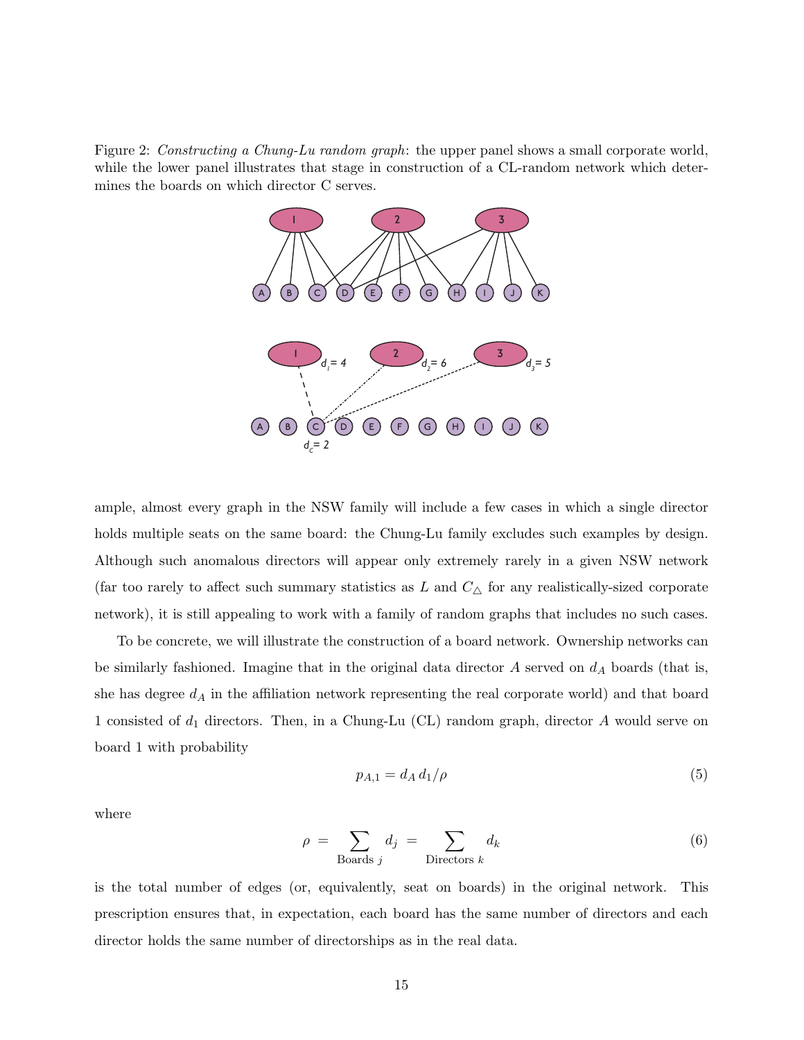Figure 2: *Constructing a Chung-Lu random graph*: the upper panel shows a small corporate world, while the lower panel illustrates that stage in construction of a CL-random network which determines the boards on which director C serves.

ample, almost every graph in the NSW family will include a few cases in which a single director holds multiple seats on the same board: the Chung-Lu family excludes such examples by design. Although such anomalous directors will appear only extremely rarely in a given NSW network (far too rarely to affect such summary statistics as $L$ and $C_\triangle$ for any realistically-sized corporate network), it is still appealing to work with a family of random graphs that includes no such cases.

To be concrete, we will illustrate the construction of a board network. Ownership networks can be similarly fashioned. Imagine that in the original data director $A$ served on $d_A$ boards (that is, she has degree $d_A$ in the affiliation network representing the real corporate world) and that board 1 consisted of $d_1$ directors. Then, in a Chung-Lu (CL) random graph, director $A$ would serve on board 1 with probability

$$p_{A,1} = d_A \, d_1 / \rho \tag{5}$$

where

$$\rho \; = \; \sum_{\text{Boards } j} d_j \; = \; \sum_{\text{Directors } k} d_k \tag{6}$$

is the total number of edges (or, equivalently, seat on boards) in the original network. This prescription ensures that, in expectation, each board has the same number of directors and each director holds the same number of directorships as in the real data.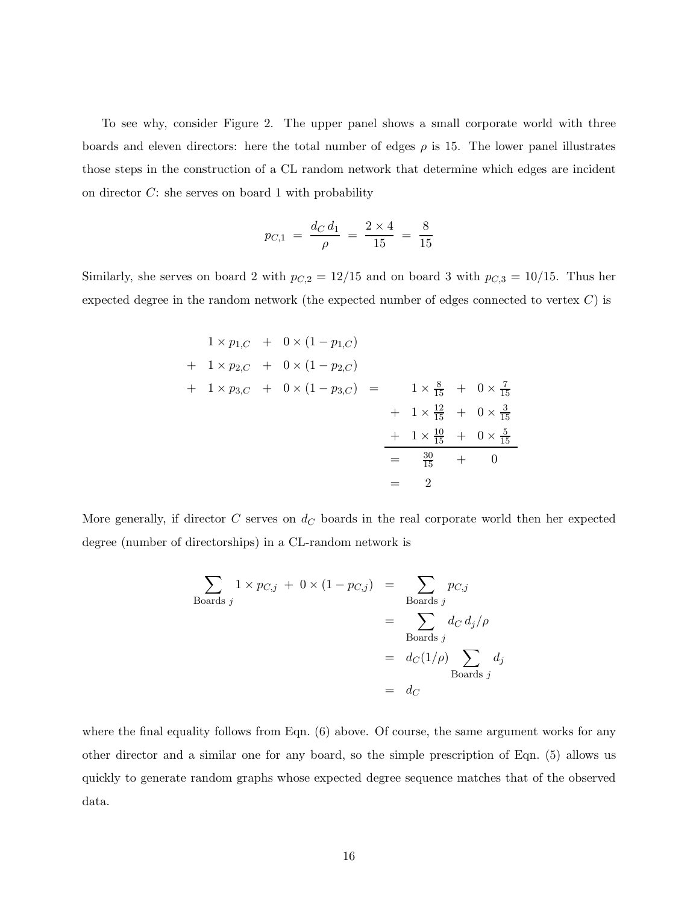To see why, consider Figure 2. The upper panel shows a small corporate world with three boards and eleven directors: here the total number of edges $\rho$ is 15. The lower panel illustrates those steps in the construction of a CL random network that determine which edges are incident on director $C$: she serves on board 1 with probability

$$p_{C,1} \;=\; \frac{d_C\, d_1}{\rho} \;=\; \frac{2 \times 4}{15} \;=\; \frac{8}{15}$$

Similarly, she serves on board 2 with $p_{C,2} = 12/15$ and on board 3 with $p_{C,3} = 10/15$. Thus her expected degree in the random network (the expected number of edges connected to vertex $C$) is

$$\begin{array}{rl} & 1 \times p_{1,C} \;+\; 0 \times (1 - p_{1,C}) \\ + & 1 \times p_{2,C} \;+\; 0 \times (1 - p_{2,C}) \\ + & 1 \times p_{3,C} \;+\; 0 \times (1 - p_{3,C}) \end{array} \;=\; \begin{array}{rl} & 1 \times \frac{8}{15} \;+\; 0 \times \frac{7}{15} \\ + & 1 \times \frac{12}{15} \;+\; 0 \times \frac{3}{15} \\ + & 1 \times \frac{10}{15} \;+\; 0 \times \frac{5}{15} \\ \hline = & \frac{30}{15} \;+\; 0 \\ = & 2 \end{array}$$

More generally, if director $C$ serves on $d_C$ boards in the real corporate world then her expected degree (number of directorships) in a CL-random network is

$$\begin{aligned} \sum_{\text{Boards } j} 1 \times p_{C,j} \;+\; 0 \times (1 - p_{C,j}) \;&=\; \sum_{\text{Boards } j} p_{C,j} \\ &=\; \sum_{\text{Boards } j} d_C\, d_j / \rho \\ &=\; d_C (1/\rho) \sum_{\text{Boards } j} d_j \\ &=\; d_C \end{aligned}$$

where the final equality follows from Eqn. (6) above. Of course, the same argument works for any other director and a similar one for any board, so the simple prescription of Eqn. (5) allows us quickly to generate random graphs whose expected degree sequence matches that of the observed data.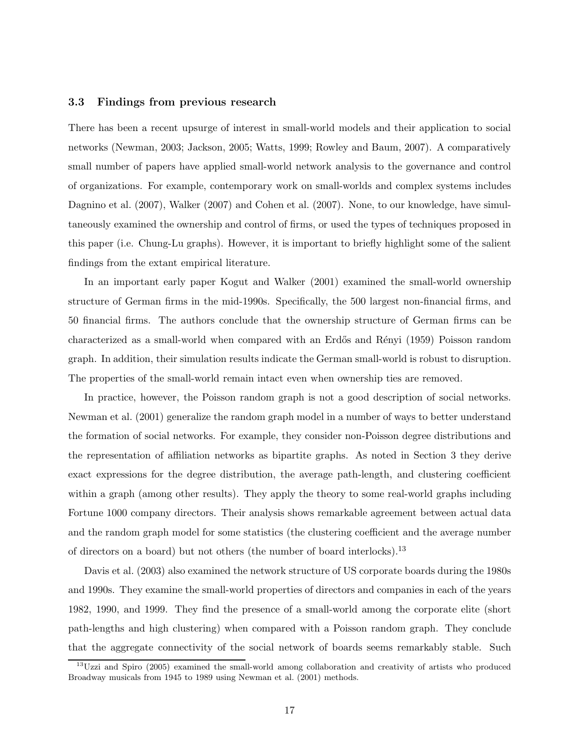### 3.3 Findings from previous research

There has been a recent upsurge of interest in small-world models and their application to social networks (Newman, 2003; Jackson, 2005; Watts, 1999; Rowley and Baum, 2007). A comparatively small number of papers have applied small-world network analysis to the governance and control of organizations. For example, contemporary work on small-worlds and complex systems includes Dagnino et al. (2007), Walker (2007) and Cohen et al. (2007). None, to our knowledge, have simultaneously examined the ownership and control of firms, or used the types of techniques proposed in this paper (i.e. Chung-Lu graphs). However, it is important to briefly highlight some of the salient findings from the extant empirical literature.

In an important early paper Kogut and Walker (2001) examined the small-world ownership structure of German firms in the mid-1990s. Specifically, the 500 largest non-financial firms, and 50 financial firms. The authors conclude that the ownership structure of German firms can be characterized as a small-world when compared with an Erdős and Rényi (1959) Poisson random graph. In addition, their simulation results indicate the German small-world is robust to disruption. The properties of the small-world remain intact even when ownership ties are removed.

In practice, however, the Poisson random graph is not a good description of social networks. Newman et al. (2001) generalize the random graph model in a number of ways to better understand the formation of social networks. For example, they consider non-Poisson degree distributions and the representation of affiliation networks as bipartite graphs. As noted in Section 3 they derive exact expressions for the degree distribution, the average path-length, and clustering coefficient within a graph (among other results). They apply the theory to some real-world graphs including Fortune 1000 company directors. Their analysis shows remarkable agreement between actual data and the random graph model for some statistics (the clustering coefficient and the average number of directors on a board) but not others (the number of board interlocks).[13]

Davis et al. (2003) also examined the network structure of US corporate boards during the 1980s and 1990s. They examine the small-world properties of directors and companies in each of the years 1982, 1990, and 1999. They find the presence of a small-world among the corporate elite (short path-lengths and high clustering) when compared with a Poisson random graph. They conclude that the aggregate connectivity of the social network of boards seems remarkably stable. Such

[13] Uzzi and Spiro (2005) examined the small-world among collaboration and creativity of artists who produced Broadway musicals from 1945 to 1989 using Newman et al. (2001) methods.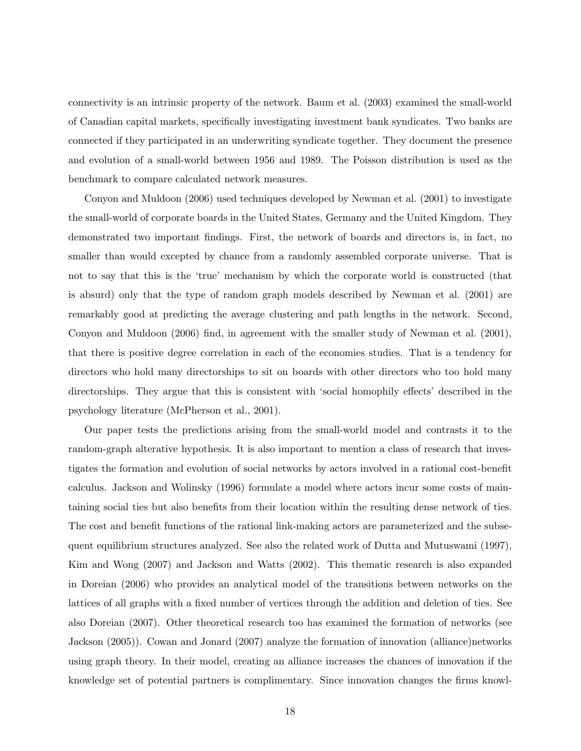connectivity is an intrinsic property of the network. Baum et al. (2003) examined the small-world of Canadian capital markets, specifically investigating investment bank syndicates. Two banks are connected if they participated in an underwriting syndicate together. They document the presence and evolution of a small-world between 1956 and 1989. The Poisson distribution is used as the benchmark to compare calculated network measures.

Conyon and Muldoon (2006) used techniques developed by Newman et al. (2001) to investigate the small-world of corporate boards in the United States, Germany and the United Kingdom. They demonstrated two important findings. First, the network of boards and directors is, in fact, no smaller than would excepted by chance from a randomly assembled corporate universe. That is not to say that this is the 'true' mechanism by which the corporate world is constructed (that is absurd) only that the type of random graph models described by Newman et al. (2001) are remarkably good at predicting the average clustering and path lengths in the network. Second, Conyon and Muldoon (2006) find, in agreement with the smaller study of Newman et al. (2001), that there is positive degree correlation in each of the economies studies. That is a tendency for directors who hold many directorships to sit on boards with other directors who too hold many directorships. They argue that this is consistent with 'social homophily effects' described in the psychology literature (McPherson et al., 2001).

Our paper tests the predictions arising from the small-world model and contrasts it to the random-graph alterative hypothesis. It is also important to mention a class of research that investigates the formation and evolution of social networks by actors involved in a rational cost-benefit calculus. Jackson and Wolinsky (1996) formulate a model where actors incur some costs of maintaining social ties but also benefits from their location within the resulting dense network of ties. The cost and benefit functions of the rational link-making actors are parameterized and the subsequent equilibrium structures analyzed. See also the related work of Dutta and Mutuswami (1997), Kim and Wong (2007) and Jackson and Watts (2002). This thematic research is also expanded in Doreian (2006) who provides an analytical model of the transitions between networks on the lattices of all graphs with a fixed number of vertices through the addition and deletion of ties. See also Doreian (2007). Other theoretical research too has examined the formation of networks (see Jackson (2005)). Cowan and Jonard (2007) analyze the formation of innovation (alliance)networks using graph theory. In their model, creating an alliance increases the chances of innovation if the knowledge set of potential partners is complimentary. Since innovation changes the firms knowl-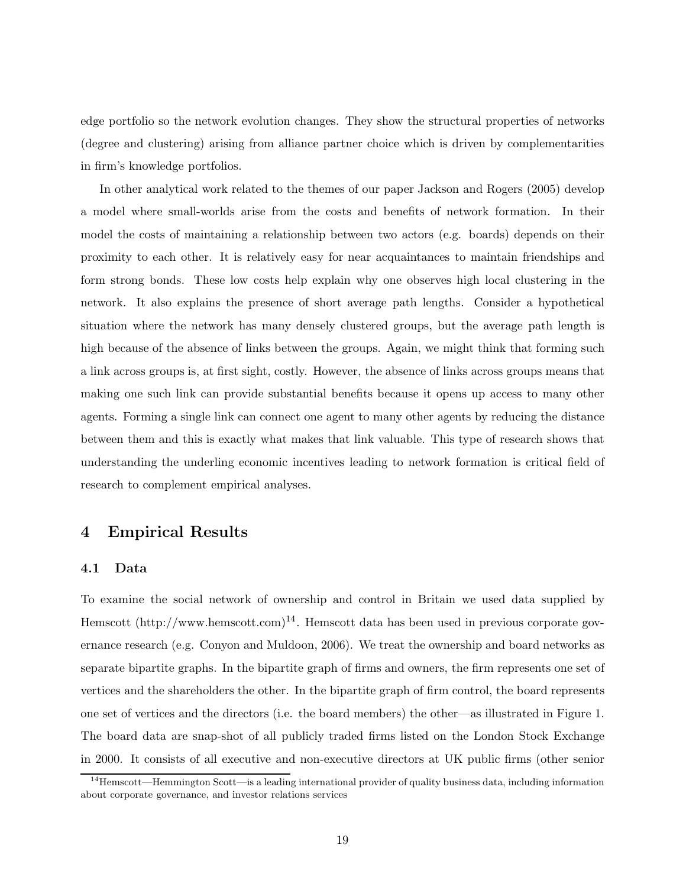edge portfolio so the network evolution changes. They show the structural properties of networks (degree and clustering) arising from alliance partner choice which is driven by complementarities in firm's knowledge portfolios.

In other analytical work related to the themes of our paper Jackson and Rogers (2005) develop a model where small-worlds arise from the costs and benefits of network formation. In their model the costs of maintaining a relationship between two actors (e.g. boards) depends on their proximity to each other. It is relatively easy for near acquaintances to maintain friendships and form strong bonds. These low costs help explain why one observes high local clustering in the network. It also explains the presence of short average path lengths. Consider a hypothetical situation where the network has many densely clustered groups, but the average path length is high because of the absence of links between the groups. Again, we might think that forming such a link across groups is, at first sight, costly. However, the absence of links across groups means that making one such link can provide substantial benefits because it opens up access to many other agents. Forming a single link can connect one agent to many other agents by reducing the distance between them and this is exactly what makes that link valuable. This type of research shows that understanding the underling economic incentives leading to network formation is critical field of research to complement empirical analyses.

## 4 Empirical Results

### 4.1 Data

To examine the social network of ownership and control in Britain we used data supplied by Hemscott (http://www.hemscott.com)[14]. Hemscott data has been used in previous corporate governance research (e.g. Conyon and Muldoon, 2006). We treat the ownership and board networks as separate bipartite graphs. In the bipartite graph of firms and owners, the firm represents one set of vertices and the shareholders the other. In the bipartite graph of firm control, the board represents one set of vertices and the directors (i.e. the board members) the other—as illustrated in Figure 1. The board data are snap-shot of all publicly traded firms listed on the London Stock Exchange in 2000. It consists of all executive and non-executive directors at UK public firms (other senior

[14] Hemscott—Hemmington Scott—is a leading international provider of quality business data, including information about corporate governance, and investor relations services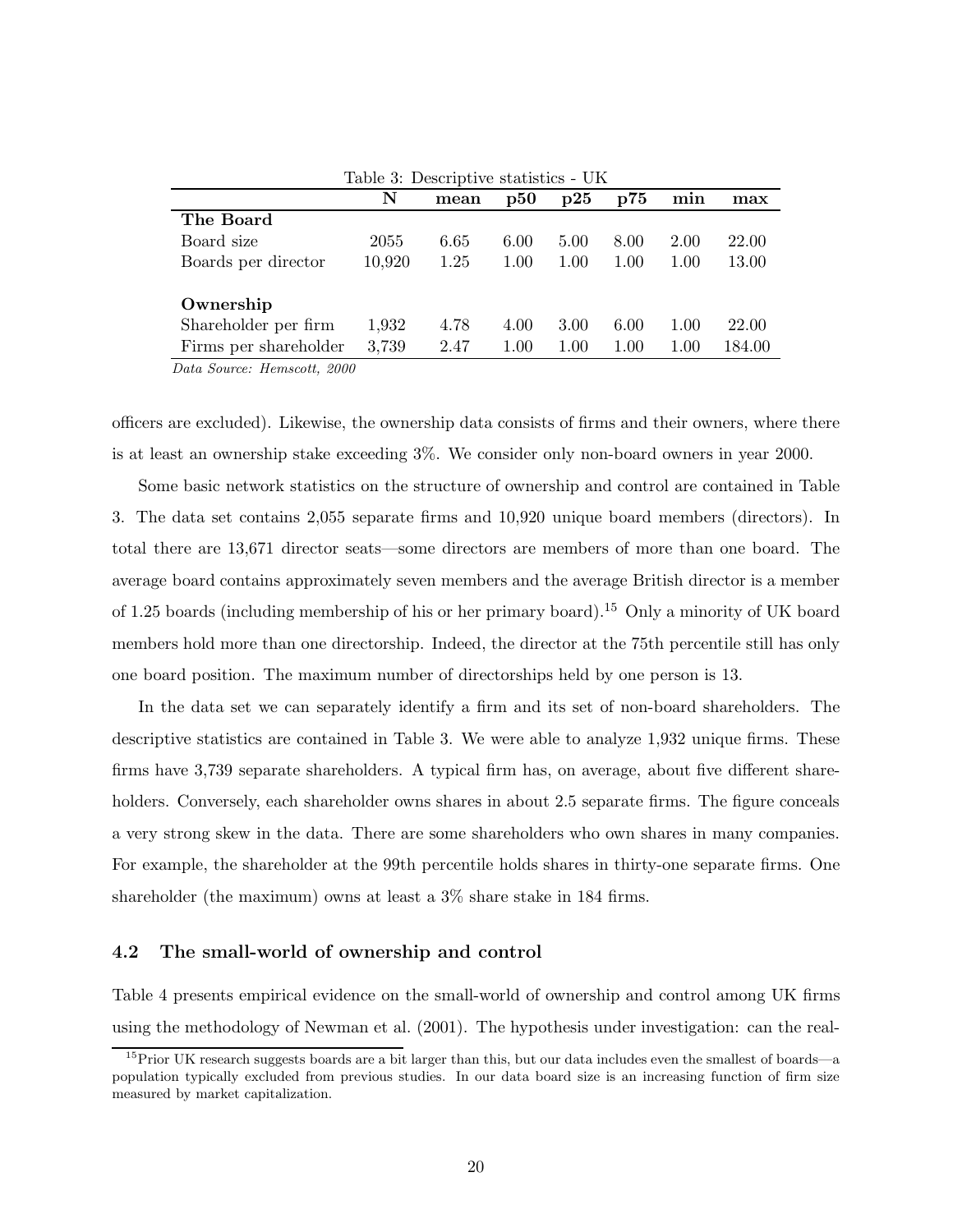Table 3: Descriptive statistics - UK

| | N | mean | p50 | p25 | p75 | min | max |
|---|---|---|---|---|---|---|---|
| **The Board** | | | | | | | |
| Board size | 2055 | 6.65 | 6.00 | 5.00 | 8.00 | 2.00 | 22.00 |
| Boards per director | 10,920 | 1.25 | 1.00 | 1.00 | 1.00 | 1.00 | 13.00 |
| | | | | | | | |
| **Ownership** | | | | | | | |
| Shareholder per firm | 1,932 | 4.78 | 4.00 | 3.00 | 6.00 | 1.00 | 22.00 |
| Firms per shareholder | 3,739 | 2.47 | 1.00 | 1.00 | 1.00 | 1.00 | 184.00 |

*Data Source: Hemscott, 2000*

officers are excluded). Likewise, the ownership data consists of firms and their owners, where there is at least an ownership stake exceeding 3%. We consider only non-board owners in year 2000.

Some basic network statistics on the structure of ownership and control are contained in Table 3. The data set contains 2,055 separate firms and 10,920 unique board members (directors). In total there are 13,671 director seats—some directors are members of more than one board. The average board contains approximately seven members and the average British director is a member of 1.25 boards (including membership of his or her primary board).[15] Only a minority of UK board members hold more than one directorship. Indeed, the director at the 75th percentile still has only one board position. The maximum number of directorships held by one person is 13.

In the data set we can separately identify a firm and its set of non-board shareholders. The descriptive statistics are contained in Table 3. We were able to analyze 1,932 unique firms. These firms have 3,739 separate shareholders. A typical firm has, on average, about five different shareholders. Conversely, each shareholder owns shares in about 2.5 separate firms. The figure conceals a very strong skew in the data. There are some shareholders who own shares in many companies. For example, the shareholder at the 99th percentile holds shares in thirty-one separate firms. One shareholder (the maximum) owns at least a 3% share stake in 184 firms.

### 4.2 The small-world of ownership and control

Table 4 presents empirical evidence on the small-world of ownership and control among UK firms using the methodology of Newman et al. (2001). The hypothesis under investigation: can the real-

[15] Prior UK research suggests boards are a bit larger than this, but our data includes even the smallest of boards—a population typically excluded from previous studies. In our data board size is an increasing function of firm size measured by market capitalization.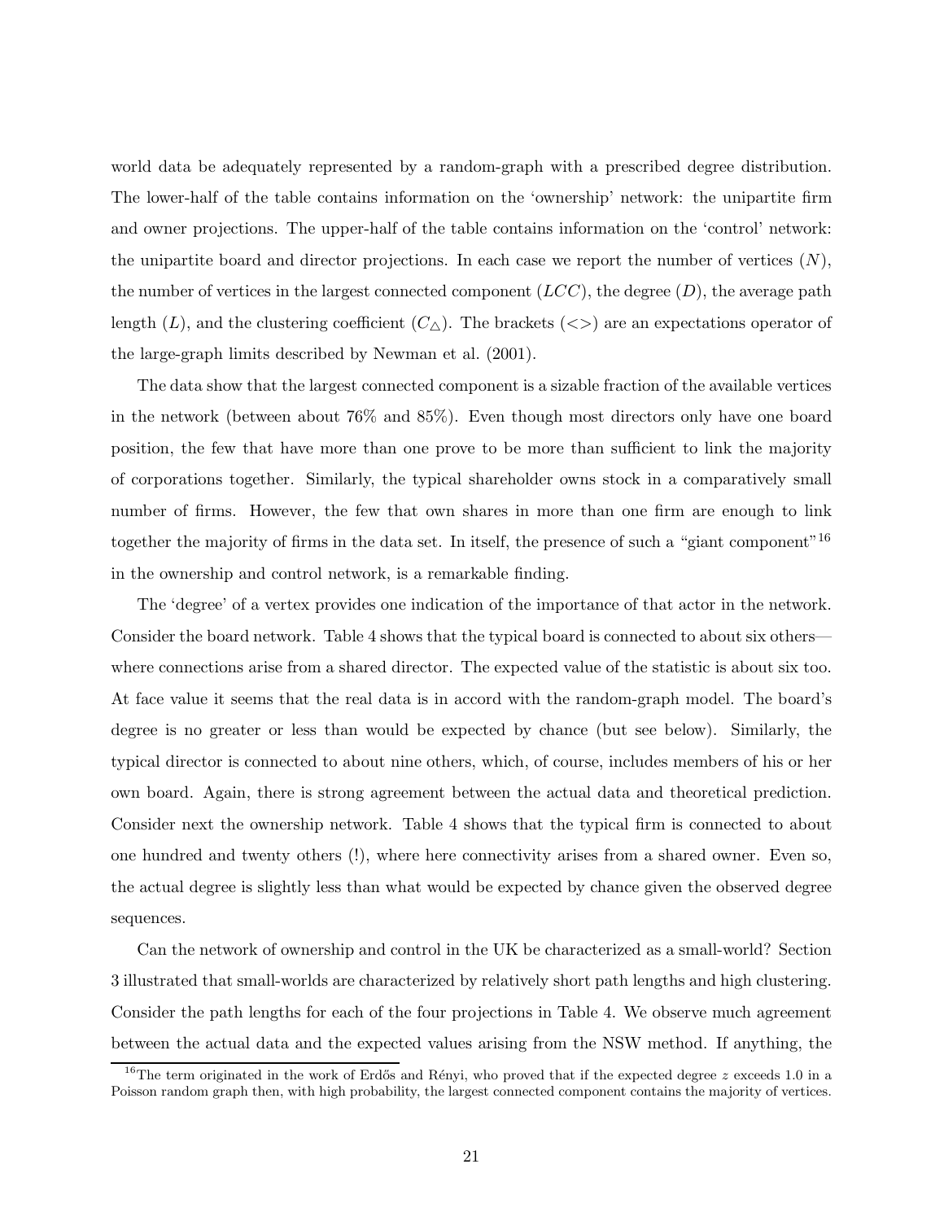world data be adequately represented by a random-graph with a prescribed degree distribution. The lower-half of the table contains information on the 'ownership' network: the unipartite firm and owner projections. The upper-half of the table contains information on the 'control' network: the unipartite board and director projections. In each case we report the number of vertices ($N$), the number of vertices in the largest connected component ($LCC$), the degree ($D$), the average path length ($L$), and the clustering coefficient ($C_{\triangle}$). The brackets ($<>$) are an expectations operator of the large-graph limits described by Newman et al. (2001).

The data show that the largest connected component is a sizable fraction of the available vertices in the network (between about 76% and 85%). Even though most directors only have one board position, the few that have more than one prove to be more than sufficient to link the majority of corporations together. Similarly, the typical shareholder owns stock in a comparatively small number of firms. However, the few that own shares in more than one firm are enough to link together the majority of firms in the data set. In itself, the presence of such a "giant component"[16] in the ownership and control network, is a remarkable finding.

The 'degree' of a vertex provides one indication of the importance of that actor in the network. Consider the board network. Table 4 shows that the typical board is connected to about six others—where connections arise from a shared director. The expected value of the statistic is about six too. At face value it seems that the real data is in accord with the random-graph model. The board's degree is no greater or less than would be expected by chance (but see below). Similarly, the typical director is connected to about nine others, which, of course, includes members of his or her own board. Again, there is strong agreement between the actual data and theoretical prediction. Consider next the ownership network. Table 4 shows that the typical firm is connected to about one hundred and twenty others (!), where here connectivity arises from a shared owner. Even so, the actual degree is slightly less than what would be expected by chance given the observed degree sequences.

Can the network of ownership and control in the UK be characterized as a small-world? Section 3 illustrated that small-worlds are characterized by relatively short path lengths and high clustering. Consider the path lengths for each of the four projections in Table 4. We observe much agreement between the actual data and the expected values arising from the NSW method. If anything, the

[16]The term originated in the work of Erdős and Rényi, who proved that if the expected degree $z$ exceeds 1.0 in a Poisson random graph then, with high probability, the largest connected component contains the majority of vertices.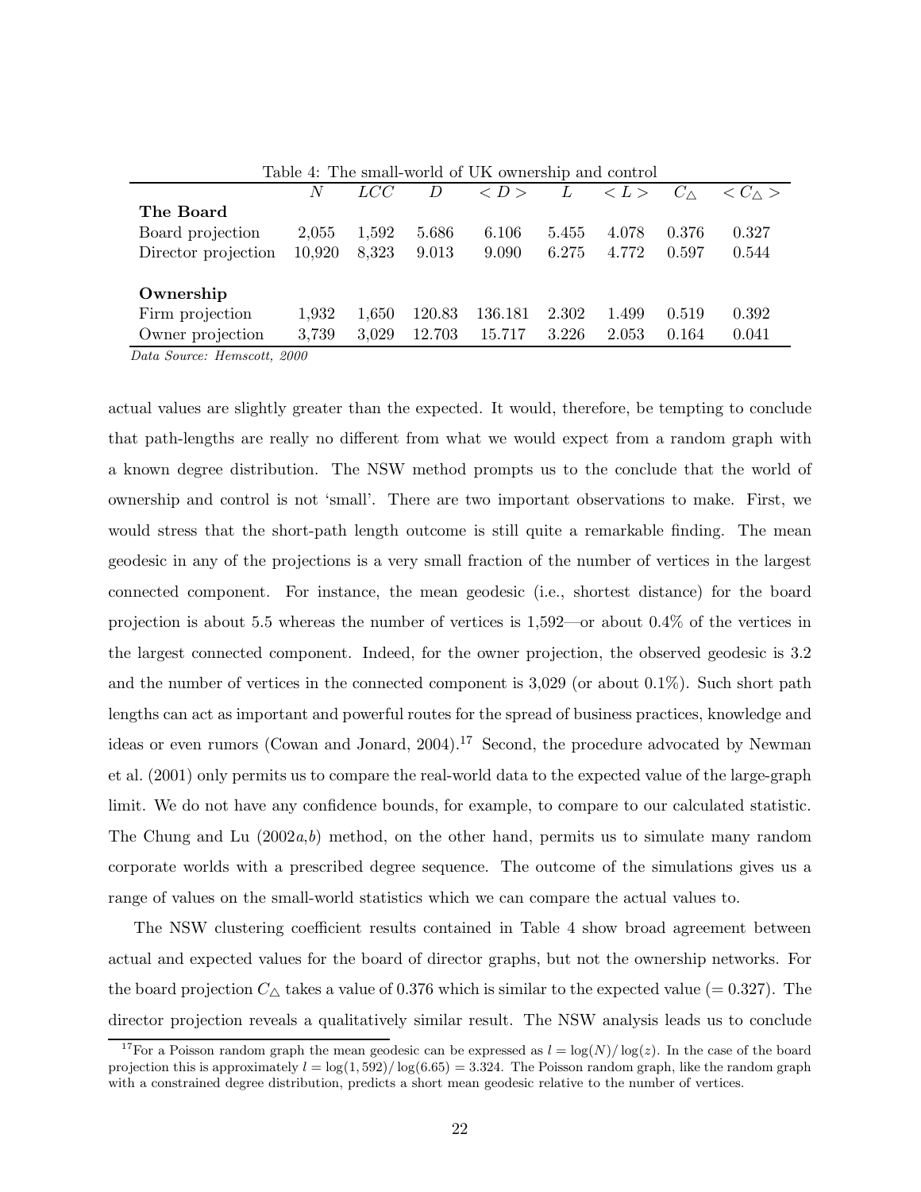Table 4: The small-world of UK ownership and control

| | $N$ | $LCC$ | $D$ | $<D>$ | $L$ | $<L>$ | $C_{\triangle}$ | $<C_{\triangle}>$ |
|---|---|---|---|---|---|---|---|---|
| **The Board** | | | | | | | | |
| Board projection | 2,055 | 1,592 | 5.686 | 6.106 | 5.455 | 4.078 | 0.376 | 0.327 |
| Director projection | 10,920 | 8,323 | 9.013 | 9.090 | 6.275 | 4.772 | 0.597 | 0.544 |
| **Ownership** | | | | | | | | |
| Firm projection | 1,932 | 1,650 | 120.83 | 136.181 | 2.302 | 1.499 | 0.519 | 0.392 |
| Owner projection | 3,739 | 3,029 | 12.703 | 15.717 | 3.226 | 2.053 | 0.164 | 0.041 |

*Data Source: Hemscott, 2000*

actual values are slightly greater than the expected. It would, therefore, be tempting to conclude that path-lengths are really no different from what we would expect from a random graph with a known degree distribution. The NSW method prompts us to the conclude that the world of ownership and control is not 'small'. There are two important observations to make. First, we would stress that the short-path length outcome is still quite a remarkable finding. The mean geodesic in any of the projections is a very small fraction of the number of vertices in the largest connected component. For instance, the mean geodesic (i.e., shortest distance) for the board projection is about 5.5 whereas the number of vertices is 1,592—or about 0.4% of the vertices in the largest connected component. Indeed, for the owner projection, the observed geodesic is 3.2 and the number of vertices in the connected component is 3,029 (or about 0.1%). Such short path lengths can act as important and powerful routes for the spread of business practices, knowledge and ideas or even rumors (Cowan and Jonard, 2004).[17] Second, the procedure advocated by Newman et al. (2001) only permits us to compare the real-world data to the expected value of the large-graph limit. We do not have any confidence bounds, for example, to compare to our calculated statistic. The Chung and Lu (2002*a*,*b*) method, on the other hand, permits us to simulate many random corporate worlds with a prescribed degree sequence. The outcome of the simulations gives us a range of values on the small-world statistics which we can compare the actual values to.

The NSW clustering coefficient results contained in Table 4 show broad agreement between actual and expected values for the board of director graphs, but not the ownership networks. For the board projection $C_{\triangle}$ takes a value of 0.376 which is similar to the expected value ($= 0.327$). The director projection reveals a qualitatively similar result. The NSW analysis leads us to conclude

[17] For a Poisson random graph the mean geodesic can be expressed as $l = \log(N)/\log(z)$. In the case of the board projection this is approximately $l = \log(1,592)/\log(6.65) = 3.324$. The Poisson random graph, like the random graph with a constrained degree distribution, predicts a short mean geodesic relative to the number of vertices.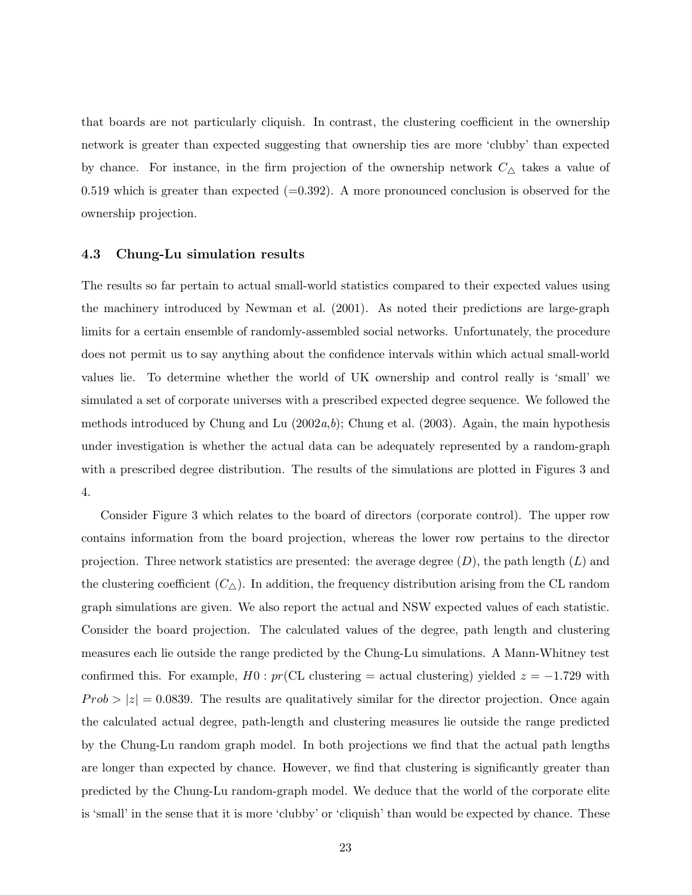that boards are not particularly cliquish. In contrast, the clustering coefficient in the ownership network is greater than expected suggesting that ownership ties are more 'clubby' than expected by chance. For instance, in the firm projection of the ownership network $C_{\triangle}$ takes a value of 0.519 which is greater than expected (=0.392). A more pronounced conclusion is observed for the ownership projection.

### 4.3 Chung-Lu simulation results

The results so far pertain to actual small-world statistics compared to their expected values using the machinery introduced by Newman et al. (2001). As noted their predictions are large-graph limits for a certain ensemble of randomly-assembled social networks. Unfortunately, the procedure does not permit us to say anything about the confidence intervals within which actual small-world values lie. To determine whether the world of UK ownership and control really is 'small' we simulated a set of corporate universes with a prescribed expected degree sequence. We followed the methods introduced by Chung and Lu (2002*a*,*b*); Chung et al. (2003). Again, the main hypothesis under investigation is whether the actual data can be adequately represented by a random-graph with a prescribed degree distribution. The results of the simulations are plotted in Figures 3 and 4.

Consider Figure 3 which relates to the board of directors (corporate control). The upper row contains information from the board projection, whereas the lower row pertains to the director projection. Three network statistics are presented: the average degree ($D$), the path length ($L$) and the clustering coefficient ($C_{\triangle}$). In addition, the frequency distribution arising from the CL random graph simulations are given. We also report the actual and NSW expected values of each statistic. Consider the board projection. The calculated values of the degree, path length and clustering measures each lie outside the range predicted by the Chung-Lu simulations. A Mann-Whitney test confirmed this. For example, $H0 : pr(\text{CL clustering} = \text{actual clustering})$ yielded $z = -1.729$ with $Prob > |z| = 0.0839$. The results are qualitatively similar for the director projection. Once again the calculated actual degree, path-length and clustering measures lie outside the range predicted by the Chung-Lu random graph model. In both projections we find that the actual path lengths are longer than expected by chance. However, we find that clustering is significantly greater than predicted by the Chung-Lu random-graph model. We deduce that the world of the corporate elite is 'small' in the sense that it is more 'clubby' or 'cliquish' than would be expected by chance. These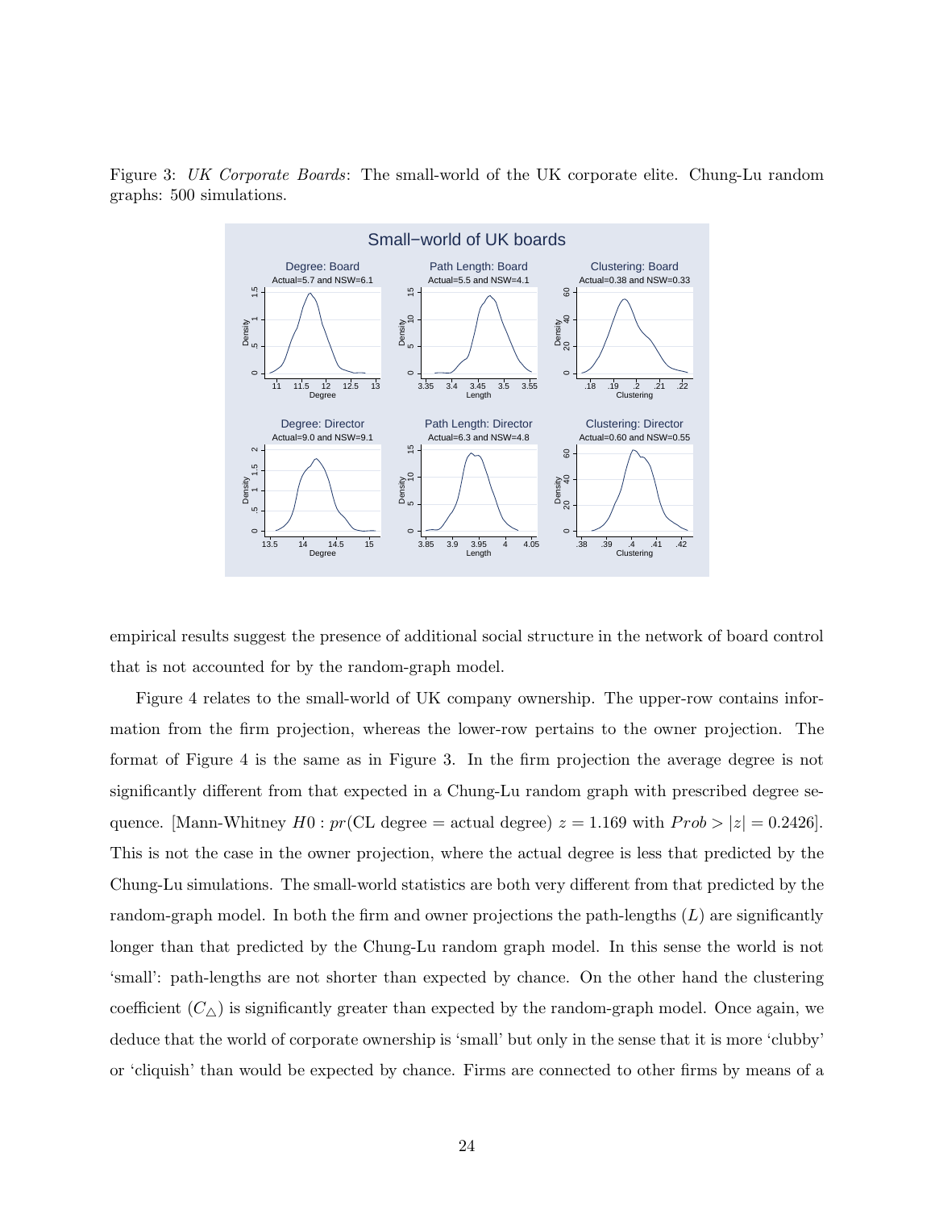Figure 3: *UK Corporate Boards*: The small-world of the UK corporate elite. Chung-Lu random graphs: 500 simulations.

empirical results suggest the presence of additional social structure in the network of board control that is not accounted for by the random-graph model.

Figure 4 relates to the small-world of UK company ownership. The upper-row contains information from the firm projection, whereas the lower-row pertains to the owner projection. The format of Figure 4 is the same as in Figure 3. In the firm projection the average degree is not significantly different from that expected in a Chung-Lu random graph with prescribed degree sequence. [Mann-Whitney $H0 : pr(\text{CL degree} = \text{actual degree})$ $z = 1.169$ with $Prob > |z| = 0.2426$]. This is not the case in the owner projection, where the actual degree is less that predicted by the Chung-Lu simulations. The small-world statistics are both very different from that predicted by the random-graph model. In both the firm and owner projections the path-lengths ($L$) are significantly longer than that predicted by the Chung-Lu random graph model. In this sense the world is not 'small': path-lengths are not shorter than expected by chance. On the other hand the clustering coefficient ($C_{\triangle}$) is significantly greater than expected by the random-graph model. Once again, we deduce that the world of corporate ownership is 'small' but only in the sense that it is more 'clubby' or 'cliquish' than would be expected by chance. Firms are connected to other firms by means of a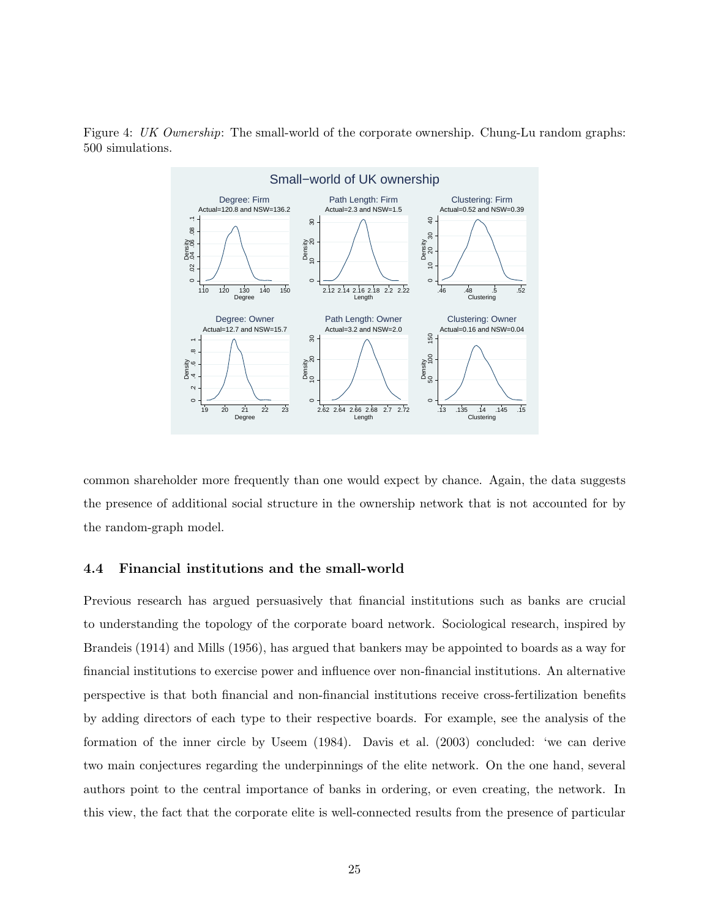Figure 4: *UK Ownership*: The small-world of the corporate ownership. Chung-Lu random graphs: 500 simulations.

common shareholder more frequently than one would expect by chance. Again, the data suggests the presence of additional social structure in the ownership network that is not accounted for by the random-graph model.

### 4.4 Financial institutions and the small-world

Previous research has argued persuasively that financial institutions such as banks are crucial to understanding the topology of the corporate board network. Sociological research, inspired by Brandeis (1914) and Mills (1956), has argued that bankers may be appointed to boards as a way for financial institutions to exercise power and influence over non-financial institutions. An alternative perspective is that both financial and non-financial institutions receive cross-fertilization benefits by adding directors of each type to their respective boards. For example, see the analysis of the formation of the inner circle by Useem (1984). Davis et al. (2003) concluded: 'we can derive two main conjectures regarding the underpinnings of the elite network. On the one hand, several authors point to the central importance of banks in ordering, or even creating, the network. In this view, the fact that the corporate elite is well-connected results from the presence of particular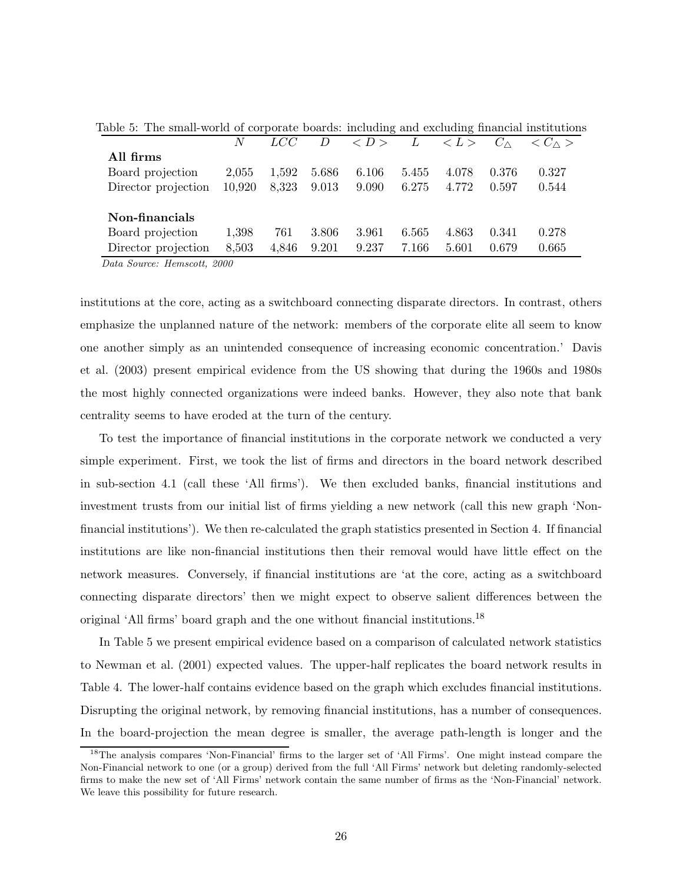Table 5: The small-world of corporate boards: including and excluding financial institutions

| | $N$ | $LCC$ | $D$ | $< D >$ | $L$ | $< L >$ | $C_{\triangle}$ | $< C_{\triangle} >$ |
|---|---|---|---|---|---|---|---|---|
| **All firms** | | | | | | | | |
| Board projection | 2,055 | 1,592 | 5.686 | 6.106 | 5.455 | 4.078 | 0.376 | 0.327 |
| Director projection | 10,920 | 8,323 | 9.013 | 9.090 | 6.275 | 4.772 | 0.597 | 0.544 |
| **Non-financials** | | | | | | | | |
| Board projection | 1,398 | 761 | 3.806 | 3.961 | 6.565 | 4.863 | 0.341 | 0.278 |
| Director projection | 8,503 | 4,846 | 9.201 | 9.237 | 7.166 | 5.601 | 0.679 | 0.665 |

*Data Source: Hemscott, 2000*

institutions at the core, acting as a switchboard connecting disparate directors. In contrast, others emphasize the unplanned nature of the network: members of the corporate elite all seem to know one another simply as an unintended consequence of increasing economic concentration.' Davis et al. (2003) present empirical evidence from the US showing that during the 1960s and 1980s the most highly connected organizations were indeed banks. However, they also note that bank centrality seems to have eroded at the turn of the century.

To test the importance of financial institutions in the corporate network we conducted a very simple experiment. First, we took the list of firms and directors in the board network described in sub-section 4.1 (call these 'All firms'). We then excluded banks, financial institutions and investment trusts from our initial list of firms yielding a new network (call this new graph 'Non-financial institutions'). We then re-calculated the graph statistics presented in Section 4. If financial institutions are like non-financial institutions then their removal would have little effect on the network measures. Conversely, if financial institutions are 'at the core, acting as a switchboard connecting disparate directors' then we might expect to observe salient differences between the original 'All firms' board graph and the one without financial institutions.[18]

In Table 5 we present empirical evidence based on a comparison of calculated network statistics to Newman et al. (2001) expected values. The upper-half replicates the board network results in Table 4. The lower-half contains evidence based on the graph which excludes financial institutions. Disrupting the original network, by removing financial institutions, has a number of consequences. In the board-projection the mean degree is smaller, the average path-length is longer and the

[18] The analysis compares 'Non-Financial' firms to the larger set of 'All Firms'. One might instead compare the Non-Financial network to one (or a group) derived from the full 'All Firms' network but deleting randomly-selected firms to make the new set of 'All Firms' network contain the same number of firms as the 'Non-Financial' network. We leave this possibility for future research.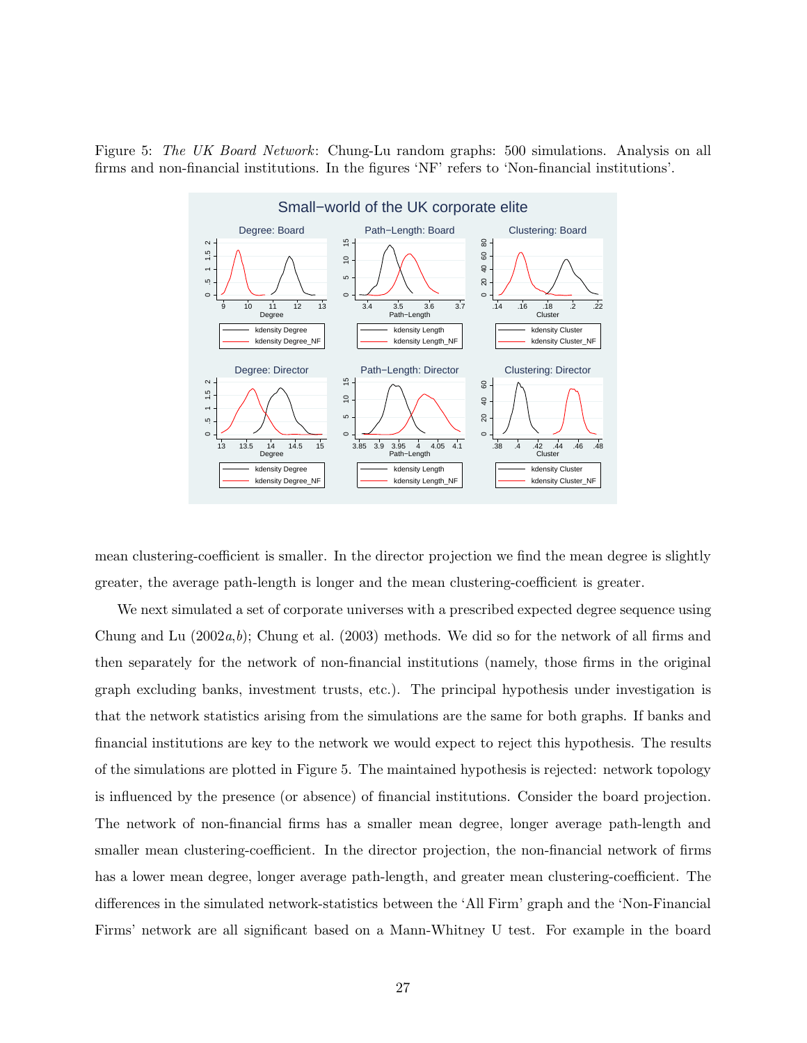Figure 5: *The UK Board Network*: Chung-Lu random graphs: 500 simulations. Analysis on all firms and non-financial institutions. In the figures 'NF' refers to 'Non-financial institutions'.

mean clustering-coefficient is smaller. In the director projection we find the mean degree is slightly greater, the average path-length is longer and the mean clustering-coefficient is greater.

We next simulated a set of corporate universes with a prescribed expected degree sequence using Chung and Lu (2002*a*,*b*); Chung et al. (2003) methods. We did so for the network of all firms and then separately for the network of non-financial institutions (namely, those firms in the original graph excluding banks, investment trusts, etc.). The principal hypothesis under investigation is that the network statistics arising from the simulations are the same for both graphs. If banks and financial institutions are key to the network we would expect to reject this hypothesis. The results of the simulations are plotted in Figure 5. The maintained hypothesis is rejected: network topology is influenced by the presence (or absence) of financial institutions. Consider the board projection. The network of non-financial firms has a smaller mean degree, longer average path-length and smaller mean clustering-coefficient. In the director projection, the non-financial network of firms has a lower mean degree, longer average path-length, and greater mean clustering-coefficient. The differences in the simulated network-statistics between the 'All Firm' graph and the 'Non-Financial Firms' network are all significant based on a Mann-Whitney U test. For example in the board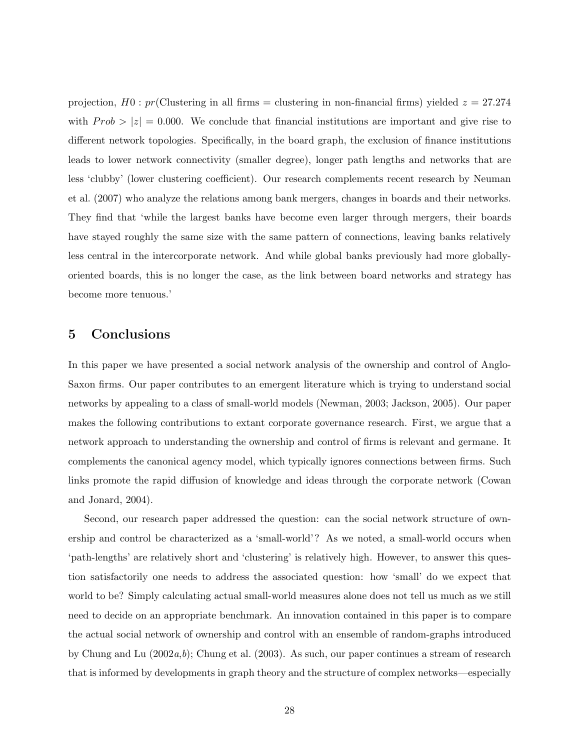projection, $H0 : pr$(Clustering in all firms = clustering in non-financial firms) yielded $z = 27.274$ with $Prob > |z| = 0.000$. We conclude that financial institutions are important and give rise to different network topologies. Specifically, in the board graph, the exclusion of finance institutions leads to lower network connectivity (smaller degree), longer path lengths and networks that are less 'clubby' (lower clustering coefficient). Our research complements recent research by Neuman et al. (2007) who analyze the relations among bank mergers, changes in boards and their networks. They find that 'while the largest banks have become even larger through mergers, their boards have stayed roughly the same size with the same pattern of connections, leaving banks relatively less central in the intercorporate network. And while global banks previously had more globally-oriented boards, this is no longer the case, as the link between board networks and strategy has become more tenuous.'

## 5 Conclusions

In this paper we have presented a social network analysis of the ownership and control of Anglo-Saxon firms. Our paper contributes to an emergent literature which is trying to understand social networks by appealing to a class of small-world models (Newman, 2003; Jackson, 2005). Our paper makes the following contributions to extant corporate governance research. First, we argue that a network approach to understanding the ownership and control of firms is relevant and germane. It complements the canonical agency model, which typically ignores connections between firms. Such links promote the rapid diffusion of knowledge and ideas through the corporate network (Cowan and Jonard, 2004).

Second, our research paper addressed the question: can the social network structure of ownership and control be characterized as a 'small-world'? As we noted, a small-world occurs when 'path-lengths' are relatively short and 'clustering' is relatively high. However, to answer this question satisfactorily one needs to address the associated question: how 'small' do we expect that world to be? Simply calculating actual small-world measures alone does not tell us much as we still need to decide on an appropriate benchmark. An innovation contained in this paper is to compare the actual social network of ownership and control with an ensemble of random-graphs introduced by Chung and Lu (2002*a*,*b*); Chung et al. (2003). As such, our paper continues a stream of research that is informed by developments in graph theory and the structure of complex networks—especially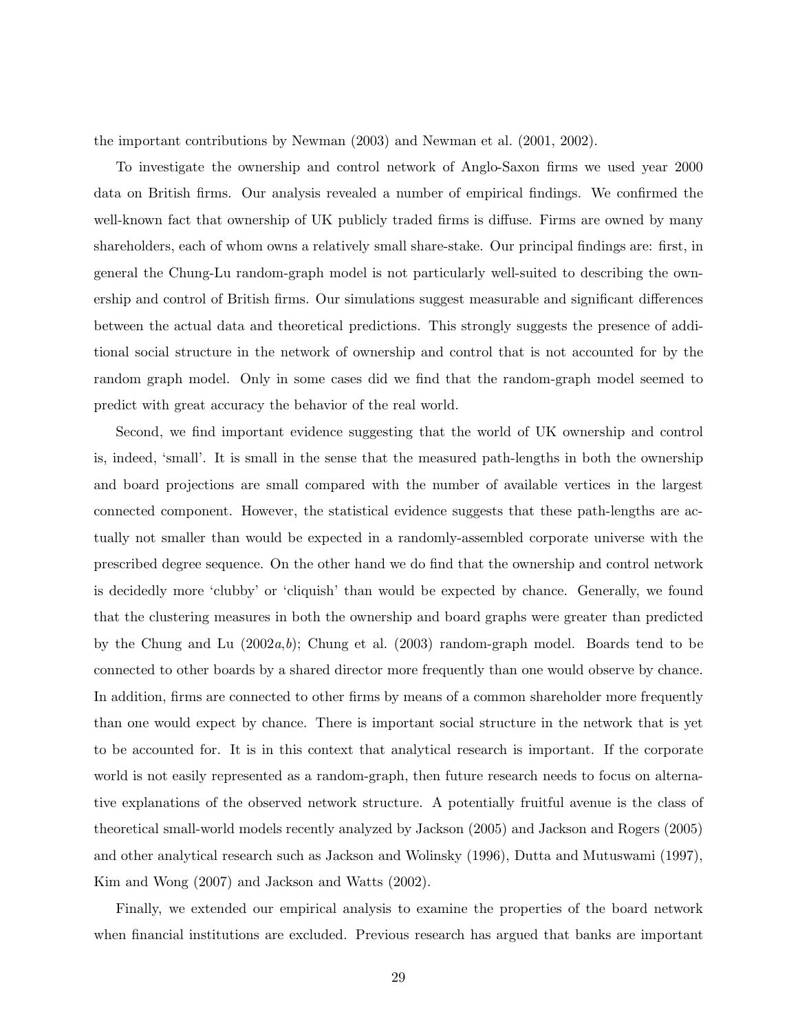the important contributions by Newman (2003) and Newman et al. (2001, 2002).

To investigate the ownership and control network of Anglo-Saxon firms we used year 2000 data on British firms. Our analysis revealed a number of empirical findings. We confirmed the well-known fact that ownership of UK publicly traded firms is diffuse. Firms are owned by many shareholders, each of whom owns a relatively small share-stake. Our principal findings are: first, in general the Chung-Lu random-graph model is not particularly well-suited to describing the ownership and control of British firms. Our simulations suggest measurable and significant differences between the actual data and theoretical predictions. This strongly suggests the presence of additional social structure in the network of ownership and control that is not accounted for by the random graph model. Only in some cases did we find that the random-graph model seemed to predict with great accuracy the behavior of the real world.

Second, we find important evidence suggesting that the world of UK ownership and control is, indeed, 'small'. It is small in the sense that the measured path-lengths in both the ownership and board projections are small compared with the number of available vertices in the largest connected component. However, the statistical evidence suggests that these path-lengths are actually not smaller than would be expected in a randomly-assembled corporate universe with the prescribed degree sequence. On the other hand we do find that the ownership and control network is decidedly more 'clubby' or 'cliquish' than would be expected by chance. Generally, we found that the clustering measures in both the ownership and board graphs were greater than predicted by the Chung and Lu (2002*a*,*b*); Chung et al. (2003) random-graph model. Boards tend to be connected to other boards by a shared director more frequently than one would observe by chance. In addition, firms are connected to other firms by means of a common shareholder more frequently than one would expect by chance. There is important social structure in the network that is yet to be accounted for. It is in this context that analytical research is important. If the corporate world is not easily represented as a random-graph, then future research needs to focus on alternative explanations of the observed network structure. A potentially fruitful avenue is the class of theoretical small-world models recently analyzed by Jackson (2005) and Jackson and Rogers (2005) and other analytical research such as Jackson and Wolinsky (1996), Dutta and Mutuswami (1997), Kim and Wong (2007) and Jackson and Watts (2002).

Finally, we extended our empirical analysis to examine the properties of the board network when financial institutions are excluded. Previous research has argued that banks are important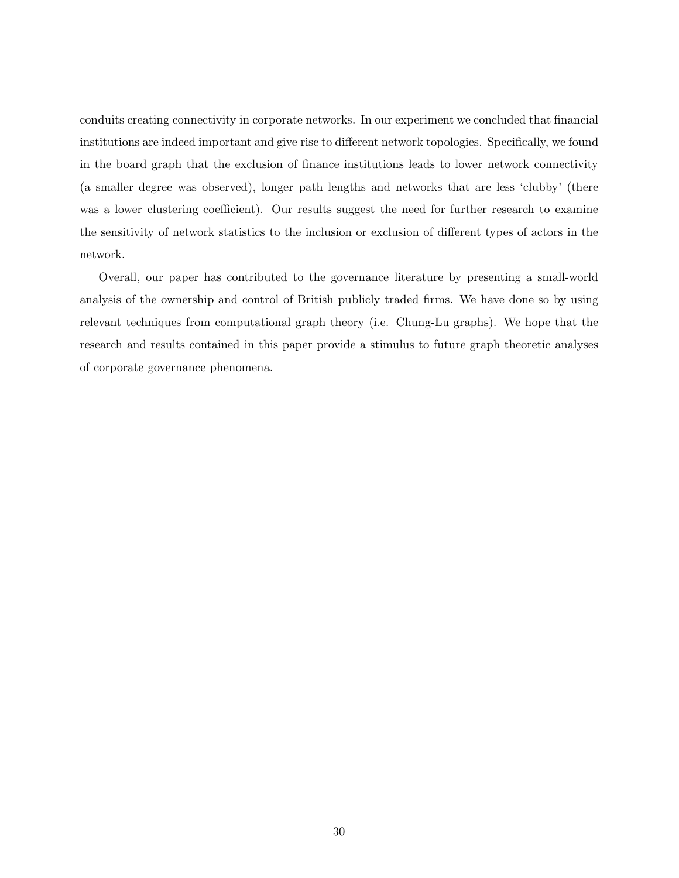conduits creating connectivity in corporate networks. In our experiment we concluded that financial institutions are indeed important and give rise to different network topologies. Specifically, we found in the board graph that the exclusion of finance institutions leads to lower network connectivity (a smaller degree was observed), longer path lengths and networks that are less 'clubby' (there was a lower clustering coefficient). Our results suggest the need for further research to examine the sensitivity of network statistics to the inclusion or exclusion of different types of actors in the network.

Overall, our paper has contributed to the governance literature by presenting a small-world analysis of the ownership and control of British publicly traded firms. We have done so by using relevant techniques from computational graph theory (i.e. Chung-Lu graphs). We hope that the research and results contained in this paper provide a stimulus to future graph theoretic analyses of corporate governance phenomena.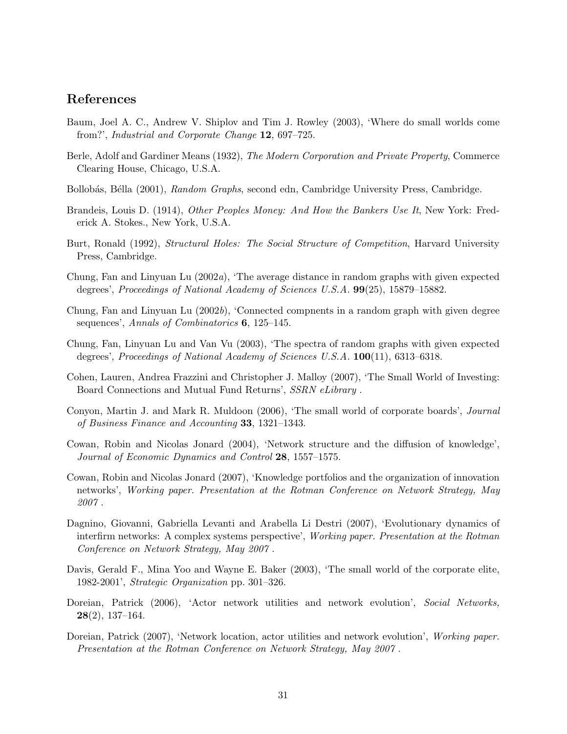## References

Baum, Joel A. C., Andrew V. Shiplov and Tim J. Rowley (2003), 'Where do small worlds come from?', *Industrial and Corporate Change* **12**, 697–725.

Berle, Adolf and Gardiner Means (1932), *The Modern Corporation and Private Property*, Commerce Clearing House, Chicago, U.S.A.

Bollobás, Bélla (2001), *Random Graphs*, second edn, Cambridge University Press, Cambridge.

Brandeis, Louis D. (1914), *Other Peoples Money: And How the Bankers Use It*, New York: Frederick A. Stokes., New York, U.S.A.

Burt, Ronald (1992), *Structural Holes: The Social Structure of Competition*, Harvard University Press, Cambridge.

Chung, Fan and Linyuan Lu (2002*a*), 'The average distance in random graphs with given expected degrees', *Proceedings of National Academy of Sciences U.S.A.* **99**(25), 15879–15882.

Chung, Fan and Linyuan Lu (2002*b*), 'Connected compnents in a random graph with given degree sequences', *Annals of Combinatorics* **6**, 125–145.

Chung, Fan, Linyuan Lu and Van Vu (2003), 'The spectra of random graphs with given expected degrees', *Proceedings of National Academy of Sciences U.S.A.* **100**(11), 6313–6318.

Cohen, Lauren, Andrea Frazzini and Christopher J. Malloy (2007), 'The Small World of Investing: Board Connections and Mutual Fund Returns', *SSRN eLibrary* .

Conyon, Martin J. and Mark R. Muldoon (2006), 'The small world of corporate boards', *Journal of Business Finance and Accounting* **33**, 1321–1343.

Cowan, Robin and Nicolas Jonard (2004), 'Network structure and the diffusion of knowledge', *Journal of Economic Dynamics and Control* **28**, 1557–1575.

Cowan, Robin and Nicolas Jonard (2007), 'Knowledge portfolios and the organization of innovation networks', *Working paper. Presentation at the Rotman Conference on Network Strategy, May 2007* .

Dagnino, Giovanni, Gabriella Levanti and Arabella Li Destri (2007), 'Evolutionary dynamics of interfirm networks: A complex systems perspective', *Working paper. Presentation at the Rotman Conference on Network Strategy, May 2007* .

Davis, Gerald F., Mina Yoo and Wayne E. Baker (2003), 'The small world of the corporate elite, 1982-2001', *Strategic Organization* pp. 301–326.

Doreian, Patrick (2006), 'Actor network utilities and network evolution', *Social Networks,* **28**(2), 137–164.

Doreian, Patrick (2007), 'Network location, actor utilities and network evolution', *Working paper. Presentation at the Rotman Conference on Network Strategy, May 2007* .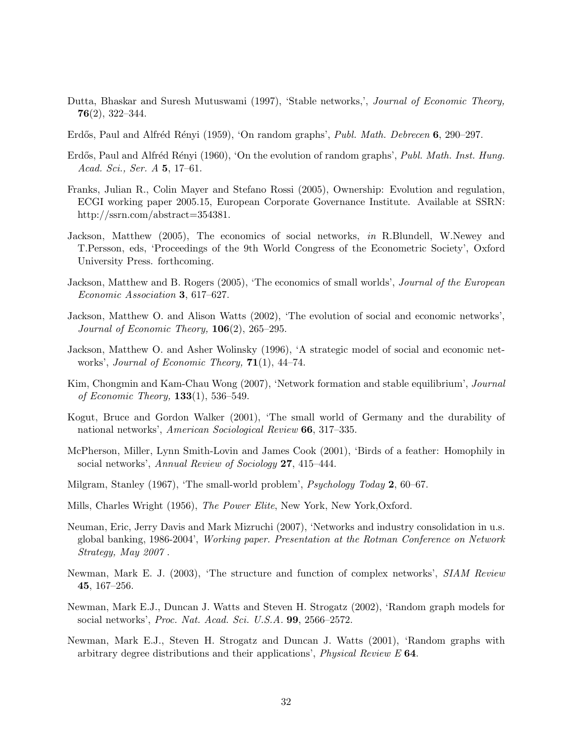Dutta, Bhaskar and Suresh Mutuswami (1997), 'Stable networks,', *Journal of Economic Theory,* **76**(2), 322–344.

Erdős, Paul and Alfréd Rényi (1959), 'On random graphs', *Publ. Math. Debrecen* **6**, 290–297.

Erdős, Paul and Alfréd Rényi (1960), 'On the evolution of random graphs', *Publ. Math. Inst. Hung. Acad. Sci., Ser. A* **5**, 17–61.

Franks, Julian R., Colin Mayer and Stefano Rossi (2005), Ownership: Evolution and regulation, ECGI working paper 2005.15, European Corporate Governance Institute. Available at SSRN: http://ssrn.com/abstract=354381.

Jackson, Matthew (2005), The economics of social networks, *in* R.Blundell, W.Newey and T.Persson, eds, 'Proceedings of the 9th World Congress of the Econometric Society', Oxford University Press. forthcoming.

Jackson, Matthew and B. Rogers (2005), 'The economics of small worlds', *Journal of the European Economic Association* **3**, 617–627.

Jackson, Matthew O. and Alison Watts (2002), 'The evolution of social and economic networks', *Journal of Economic Theory,* **106**(2), 265–295.

Jackson, Matthew O. and Asher Wolinsky (1996), 'A strategic model of social and economic networks', *Journal of Economic Theory,* **71**(1), 44–74.

Kim, Chongmin and Kam-Chau Wong (2007), 'Network formation and stable equilibrium', *Journal of Economic Theory,* **133**(1), 536–549.

Kogut, Bruce and Gordon Walker (2001), 'The small world of Germany and the durability of national networks', *American Sociological Review* **66**, 317–335.

McPherson, Miller, Lynn Smith-Lovin and James Cook (2001), 'Birds of a feather: Homophily in social networks', *Annual Review of Sociology* **27**, 415–444.

Milgram, Stanley (1967), 'The small-world problem', *Psychology Today* **2**, 60–67.

Mills, Charles Wright (1956), *The Power Elite*, New York, New York,Oxford.

Neuman, Eric, Jerry Davis and Mark Mizruchi (2007), 'Networks and industry consolidation in u.s. global banking, 1986-2004', *Working paper. Presentation at the Rotman Conference on Network Strategy, May 2007* .

Newman, Mark E. J. (2003), 'The structure and function of complex networks', *SIAM Review* **45**, 167–256.

Newman, Mark E.J., Duncan J. Watts and Steven H. Strogatz (2002), 'Random graph models for social networks', *Proc. Nat. Acad. Sci. U.S.A.* **99**, 2566–2572.

Newman, Mark E.J., Steven H. Strogatz and Duncan J. Watts (2001), 'Random graphs with arbitrary degree distributions and their applications', *Physical Review E* **64**.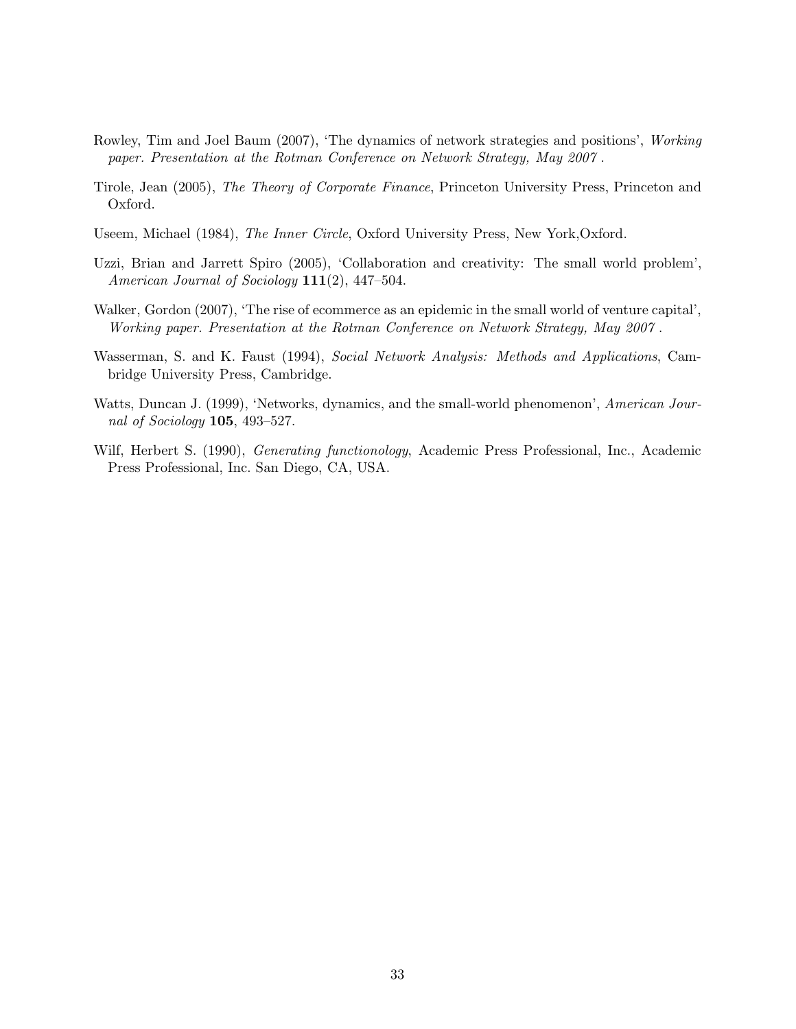Rowley, Tim and Joel Baum (2007), 'The dynamics of network strategies and positions', *Working paper. Presentation at the Rotman Conference on Network Strategy, May 2007* .

Tirole, Jean (2005), *The Theory of Corporate Finance*, Princeton University Press, Princeton and Oxford.

Useem, Michael (1984), *The Inner Circle*, Oxford University Press, New York,Oxford.

Uzzi, Brian and Jarrett Spiro (2005), 'Collaboration and creativity: The small world problem', *American Journal of Sociology* **111**(2), 447–504.

Walker, Gordon (2007), 'The rise of ecommerce as an epidemic in the small world of venture capital', *Working paper. Presentation at the Rotman Conference on Network Strategy, May 2007* .

Wasserman, S. and K. Faust (1994), *Social Network Analysis: Methods and Applications*, Cambridge University Press, Cambridge.

Watts, Duncan J. (1999), 'Networks, dynamics, and the small-world phenomenon', *American Journal of Sociology* **105**, 493–527.

Wilf, Herbert S. (1990), *Generating functionology*, Academic Press Professional, Inc., Academic Press Professional, Inc. San Diego, CA, USA.